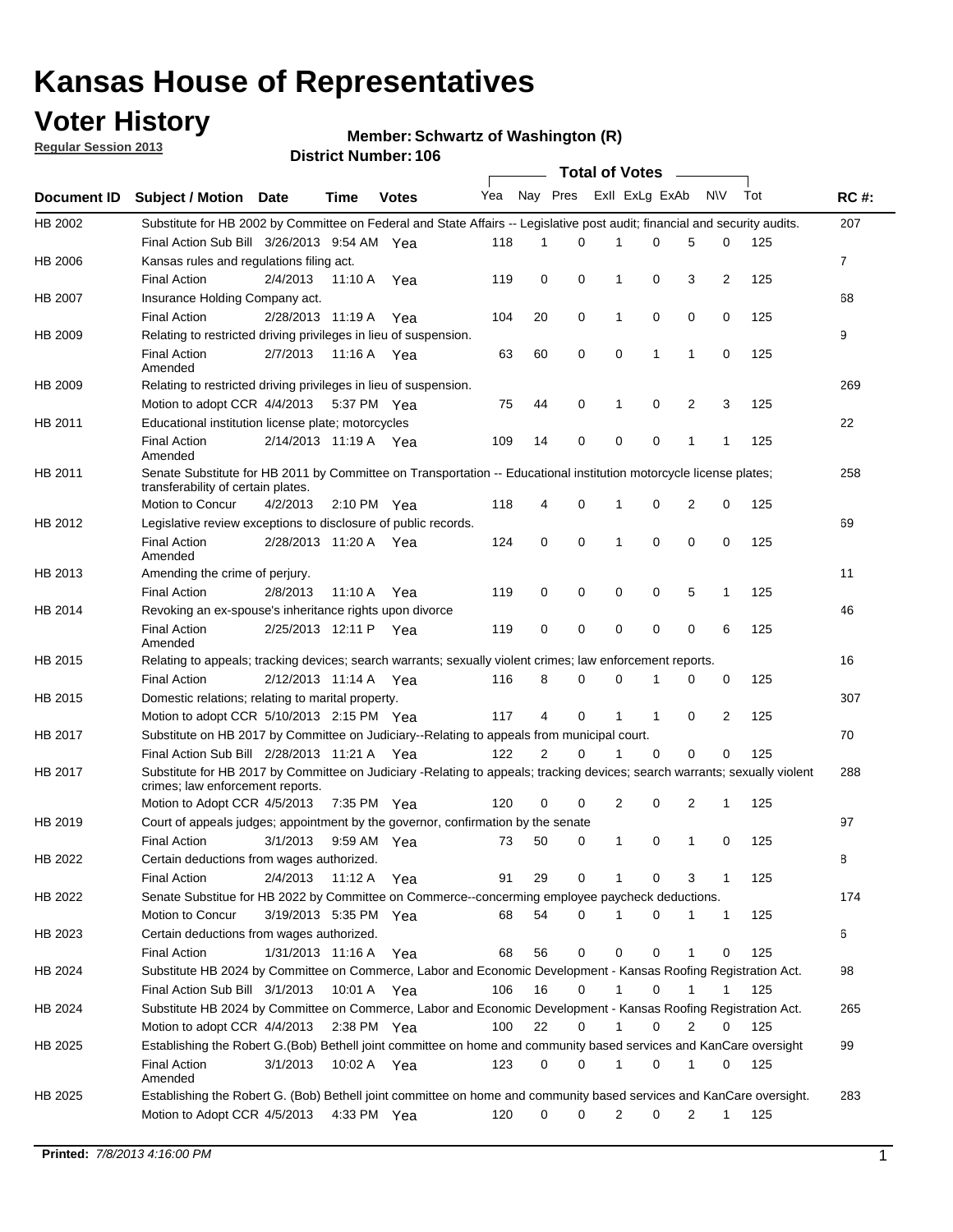# Kansas House of Representatives

## Voter History

**Regular Session 2013**

**Member: Schwartz of Washington (R)**

**District Number: 106**

| Document ID | Subject / Motion | Date | Time | Votes | Yea | Nay | Pres | ExII | ExLg | ExAb | N\V | Tot | RC #: |
|---|---|---|---|---|---|---|---|---|---|---|---|---|---|
| HB 2002 | Substitute for HB 2002 by Committee on Federal and State Affairs -- Legislative post audit; financial and security audits. | | | | | | | | | | | | 207 |
| | Final Action Sub Bill | 3/26/2013 | 9:54 AM | Yea | 118 | 1 | 0 | 1 | 0 | 5 | 0 | 125 | |
| HB 2006 | Kansas rules and regulations filing act. | | | | | | | | | | | | 7 |
| | Final Action | 2/4/2013 | 11:10 A | Yea | 119 | 0 | 0 | 1 | 0 | 3 | 2 | 125 | |
| HB 2007 | Insurance Holding Company act. | | | | | | | | | | | | 68 |
| | Final Action | 2/28/2013 | 11:19 A | Yea | 104 | 20 | 0 | 1 | 0 | 0 | 0 | 125 | |
| HB 2009 | Relating to restricted driving privileges in lieu of suspension. | | | | | | | | | | | | 9 |
| | Final Action Amended | 2/7/2013 | 11:16 A | Yea | 63 | 60 | 0 | 0 | 1 | 1 | 0 | 125 | |
| HB 2009 | Relating to restricted driving privileges in lieu of suspension. | | | | | | | | | | | | 269 |
| | Motion to adopt CCR | 4/4/2013 | 5:37 PM | Yea | 75 | 44 | 0 | 1 | 0 | 2 | 3 | 125 | |
| HB 2011 | Educational institution license plate; motorcycles | | | | | | | | | | | | 22 |
| | Final Action Amended | 2/14/2013 | 11:19 A | Yea | 109 | 14 | 0 | 0 | 0 | 1 | 1 | 125 | |
| HB 2011 | Senate Substitute for HB 2011 by Committee on Transportation -- Educational institution motorcycle license plates; transferability of certain plates. | | | | | | | | | | | | 258 |
| | Motion to Concur | 4/2/2013 | 2:10 PM | Yea | 118 | 4 | 0 | 1 | 0 | 2 | 0 | 125 | |
| HB 2012 | Legislative review exceptions to disclosure of public records. | | | | | | | | | | | | 69 |
| | Final Action Amended | 2/28/2013 | 11:20 A | Yea | 124 | 0 | 0 | 1 | 0 | 0 | 0 | 125 | |
| HB 2013 | Amending the crime of perjury. | | | | | | | | | | | | 11 |
| | Final Action | 2/8/2013 | 11:10 A | Yea | 119 | 0 | 0 | 0 | 0 | 5 | 1 | 125 | |
| HB 2014 | Revoking an ex-spouse's inheritance rights upon divorce | | | | | | | | | | | | 46 |
| | Final Action Amended | 2/25/2013 | 12:11 P | Yea | 119 | 0 | 0 | 0 | 0 | 0 | 6 | 125 | |
| HB 2015 | Relating to appeals; tracking devices; search warrants; sexually violent crimes; law enforcement reports. | | | | | | | | | | | | 16 |
| | Final Action | 2/12/2013 | 11:14 A | Yea | 116 | 8 | 0 | 0 | 1 | 0 | 0 | 125 | |
| HB 2015 | Domestic relations; relating to marital property. | | | | | | | | | | | | 307 |
| | Motion to adopt CCR | 5/10/2013 | 2:15 PM | Yea | 117 | 4 | 0 | 1 | 1 | 0 | 2 | 125 | |
| HB 2017 | Substitute on HB 2017 by Committee on Judiciary--Relating to appeals from municipal court. | | | | | | | | | | | | 70 |
| | Final Action Sub Bill | 2/28/2013 | 11:21 A | Yea | 122 | 2 | 0 | 1 | 0 | 0 | 0 | 125 | |
| HB 2017 | Substitute for HB 2017 by Committee on Judiciary -Relating to appeals; tracking devices; search warrants; sexually violent crimes; law enforcement reports. | | | | | | | | | | | | 288 |
| | Motion to Adopt CCR | 4/5/2013 | 7:35 PM | Yea | 120 | 0 | 0 | 2 | 0 | 2 | 1 | 125 | |
| HB 2019 | Court of appeals judges; appointment by the governor, confirmation by the senate | | | | | | | | | | | | 97 |
| | Final Action | 3/1/2013 | 9:59 AM | Yea | 73 | 50 | 0 | 1 | 0 | 1 | 0 | 125 | |
| HB 2022 | Certain deductions from wages authorized. | | | | | | | | | | | | 8 |
| | Final Action | 2/4/2013 | 11:12 A | Yea | 91 | 29 | 0 | 1 | 0 | 3 | 1 | 125 | |
| HB 2022 | Senate Substitue for HB 2022 by Committee on Commerce--concerning employee paycheck deductions. | | | | | | | | | | | | 174 |
| | Motion to Concur | 3/19/2013 | 5:35 PM | Yea | 68 | 54 | 0 | 1 | 0 | 1 | 1 | 125 | |
| HB 2023 | Certain deductions from wages authorized. | | | | | | | | | | | | 6 |
| | Final Action | 1/31/2013 | 11:16 A | Yea | 68 | 56 | 0 | 0 | 0 | 1 | 0 | 125 | |
| HB 2024 | Substitute HB 2024 by Committee on Commerce, Labor and Economic Development - Kansas Roofing Registration Act. | | | | | | | | | | | | 98 |
| | Final Action Sub Bill | 3/1/2013 | 10:01 A | Yea | 106 | 16 | 0 | 1 | 0 | 1 | 1 | 125 | |
| HB 2024 | Substitute HB 2024 by Committee on Commerce, Labor and Economic Development - Kansas Roofing Registration Act. | | | | | | | | | | | | 265 |
| | Motion to adopt CCR | 4/4/2013 | 2:38 PM | Yea | 100 | 22 | 0 | 1 | 0 | 2 | 0 | 125 | |
| HB 2025 | Establishing the Robert G.(Bob) Bethell joint committee on home and community based services and KanCare oversight | | | | | | | | | | | | 99 |
| | Final Action Amended | 3/1/2013 | 10:02 A | Yea | 123 | 0 | 0 | 1 | 0 | 1 | 0 | 125 | |
| HB 2025 | Establishing the Robert G. (Bob) Bethell joint committee on home and community based services and KanCare oversight. | | | | | | | | | | | | 283 |
| | Motion to Adopt CCR | 4/5/2013 | 4:33 PM | Yea | 120 | 0 | 0 | 2 | 0 | 2 | 1 | 125 | |

**Printed:** *7/8/2013 4:16:00 PM*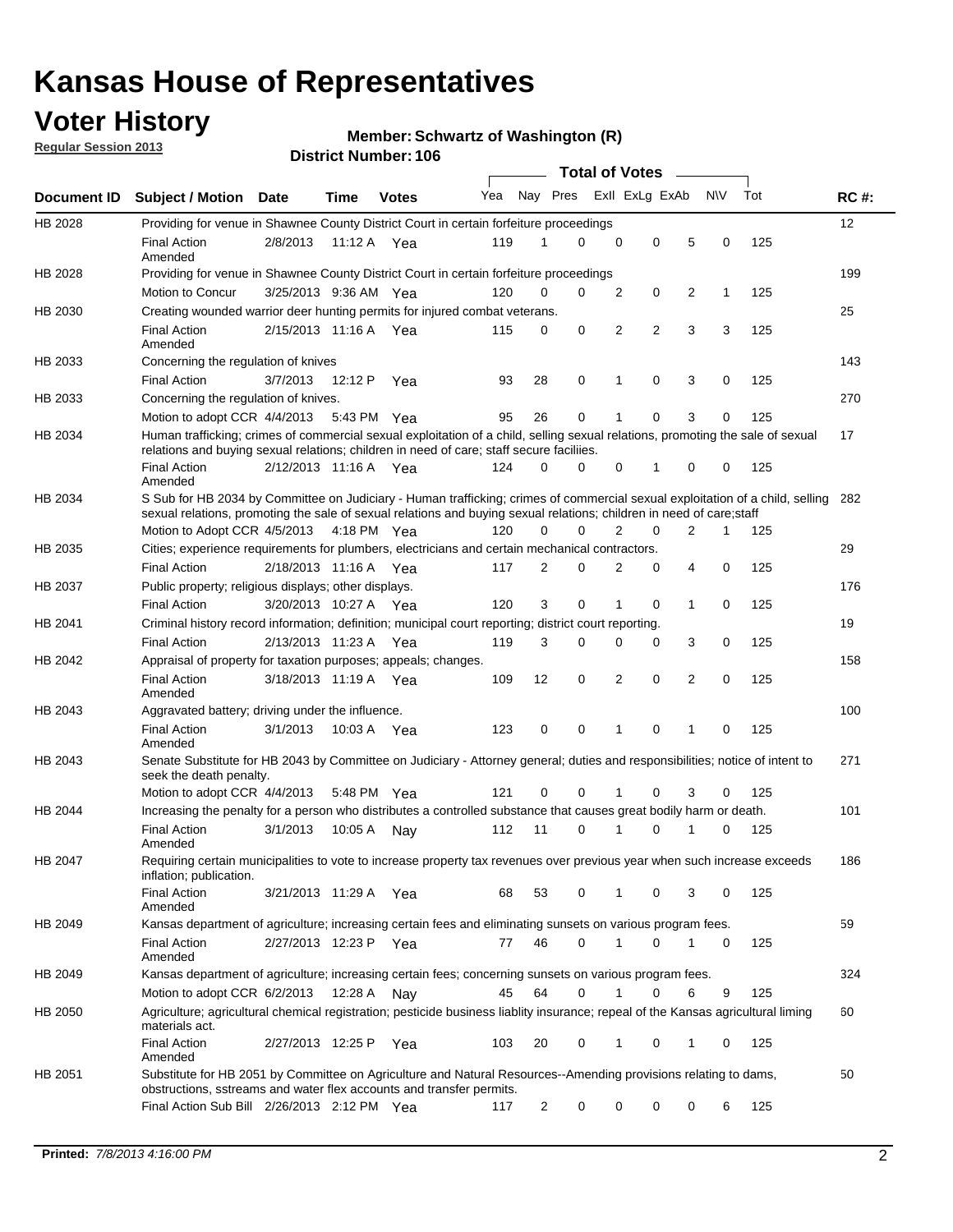# Kansas House of Representatives

## Voter History

**Regular Session 2013**

**Member: Schwartz of Washington (R)**

**District Number: 106**

| Document ID | Subject / Motion | Date | Time | Votes | Yea | Nay | Pres | ExlI | ExLg | ExAb | N\V | Tot | RC #: |
|---|---|---|---|---|---|---|---|---|---|---|---|---|---|
| HB 2028 | Providing for venue in Shawnee County District Court in certain forfeiture proceedings | | | | | | | | | | | | 12 |
| | Final Action Amended | 2/8/2013 | 11:12 A | Yea | 119 | 1 | 0 | 0 | 0 | 5 | 0 | 125 | |
| HB 2028 | Providing for venue in Shawnee County District Court in certain forfeiture proceedings | | | | | | | | | | | | 199 |
| | Motion to Concur | 3/25/2013 | 9:36 AM | Yea | 120 | 0 | 0 | 2 | 0 | 2 | 1 | 125 | |
| HB 2030 | Creating wounded warrior deer hunting permits for injured combat veterans. | | | | | | | | | | | | 25 |
| | Final Action Amended | 2/15/2013 | 11:16 A | Yea | 115 | 0 | 0 | 2 | 2 | 3 | 3 | 125 | |
| HB 2033 | Concerning the regulation of knives | | | | | | | | | | | | 143 |
| | Final Action | 3/7/2013 | 12:12 P | Yea | 93 | 28 | 0 | 1 | 0 | 3 | 0 | 125 | |
| HB 2033 | Concerning the regulation of knives. | | | | | | | | | | | | 270 |
| | Motion to adopt CCR | 4/4/2013 | 5:43 PM | Yea | 95 | 26 | 0 | 1 | 0 | 3 | 0 | 125 | |
| HB 2034 | Human trafficking; crimes of commercial sexual exploitation of a child, selling sexual relations, promoting the sale of sexual relations and buying sexual relations; children in need of care; staff secure faciliies. | | | | | | | | | | | | 17 |
| | Final Action Amended | 2/12/2013 | 11:16 A | Yea | 124 | 0 | 0 | 0 | 1 | 0 | 0 | 125 | |
| HB 2034 | S Sub for HB 2034 by Committee on Judiciary - Human trafficking; crimes of commercial sexual exploitation of a child, selling sexual relations, promoting the sale of sexual relations and buying sexual relations; children in need of care;staff | | | | | | | | | | | | 282 |
| | Motion to Adopt CCR | 4/5/2013 | 4:18 PM | Yea | 120 | 0 | 0 | 2 | 0 | 2 | 1 | 125 | |
| HB 2035 | Cities; experience requirements for plumbers, electricians and certain mechanical contractors. | | | | | | | | | | | | 29 |
| | Final Action | 2/18/2013 | 11:16 A | Yea | 117 | 2 | 0 | 2 | 0 | 4 | 0 | 125 | |
| HB 2037 | Public property; religious displays; other displays. | | | | | | | | | | | | 176 |
| | Final Action | 3/20/2013 | 10:27 A | Yea | 120 | 3 | 0 | 1 | 0 | 1 | 0 | 125 | |
| HB 2041 | Criminal history record information; definition; municipal court reporting; district court reporting. | | | | | | | | | | | | 19 |
| | Final Action | 2/13/2013 | 11:23 A | Yea | 119 | 3 | 0 | 0 | 0 | 3 | 0 | 125 | |
| HB 2042 | Appraisal of property for taxation purposes; appeals; changes. | | | | | | | | | | | | 158 |
| | Final Action Amended | 3/18/2013 | 11:19 A | Yea | 109 | 12 | 0 | 2 | 0 | 2 | 0 | 125 | |
| HB 2043 | Aggravated battery; driving under the influence. | | | | | | | | | | | | 100 |
| | Final Action Amended | 3/1/2013 | 10:03 A | Yea | 123 | 0 | 0 | 1 | 0 | 1 | 0 | 125 | |
| HB 2043 | Senate Substitute for HB 2043 by Committee on Judiciary - Attorney general; duties and responsibilities; notice of intent to seek the death penalty. | | | | | | | | | | | | 271 |
| | Motion to adopt CCR | 4/4/2013 | 5:48 PM | Yea | 121 | 0 | 0 | 1 | 0 | 3 | 0 | 125 | |
| HB 2044 | Increasing the penalty for a person who distributes a controlled substance that causes great bodily harm or death. | | | | | | | | | | | | 101 |
| | Final Action Amended | 3/1/2013 | 10:05 A | Nay | 112 | 11 | 0 | 1 | 0 | 1 | 0 | 125 | |
| HB 2047 | Requiring certain municipalities to vote to increase property tax revenues over previous year when such increase exceeds inflation; publication. | | | | | | | | | | | | 186 |
| | Final Action Amended | 3/21/2013 | 11:29 A | Yea | 68 | 53 | 0 | 1 | 0 | 3 | 0 | 125 | |
| HB 2049 | Kansas department of agriculture; increasing certain fees and eliminating sunsets on various program fees. | | | | | | | | | | | | 59 |
| | Final Action Amended | 2/27/2013 | 12:23 P | Yea | 77 | 46 | 0 | 1 | 0 | 1 | 0 | 125 | |
| HB 2049 | Kansas department of agriculture; increasing certain fees; concerning sunsets on various program fees. | | | | | | | | | | | | 324 |
| | Motion to adopt CCR | 6/2/2013 | 12:28 A | Nay | 45 | 64 | 0 | 1 | 0 | 6 | 9 | 125 | |
| HB 2050 | Agriculture; agricultural chemical registration; pesticide business liablity insurance; repeal of the Kansas agricultural liming materials act. | | | | | | | | | | | | 60 |
| | Final Action Amended | 2/27/2013 | 12:25 P | Yea | 103 | 20 | 0 | 1 | 0 | 1 | 0 | 125 | |
| HB 2051 | Substitute for HB 2051 by Committee on Agriculture and Natural Resources--Amending provisions relating to dams, obstructions, sstreams and water flex accounts and transfer permits. | | | | | | | | | | | | 50 |
| | Final Action Sub Bill | 2/26/2013 | 2:12 PM | Yea | 117 | 2 | 0 | 0 | 0 | 0 | 6 | 125 | |

**Printed:** *7/8/2013 4:16:00 PM*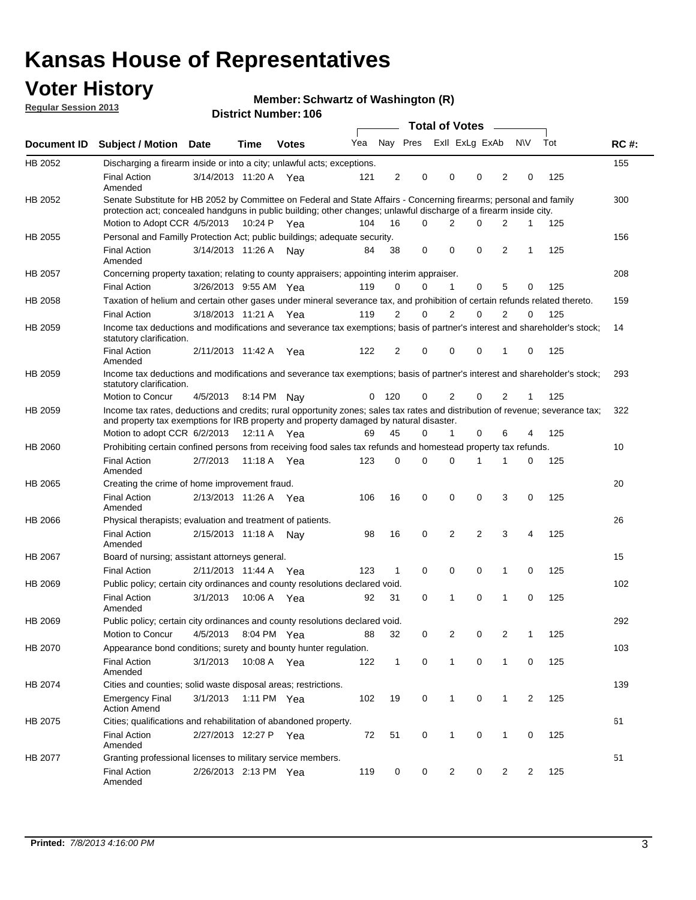# Kansas House of Representatives

## Voter History

**Regular Session 2013**

**Member: Schwartz of Washington (R)**

**District Number: 106**

| Document ID | Subject / Motion | Date | Time | Votes | Yea | Nay | Pres | ExII | ExLg | ExAb | N\V | Tot | RC #: |
|---|---|---|---|---|---|---|---|---|---|---|---|---|---|
| HB 2052 | Discharging a firearm inside or into a city; unlawful acts; exceptions. | | | | | | | | | | | | 155 |
| | Final Action Amended | 3/14/2013 | 11:20 A | Yea | 121 | 2 | 0 | 0 | 0 | 2 | 0 | 125 | |
| HB 2052 | Senate Substitute for HB 2052 by Committee on Federal and State Affairs - Concerning firearms; personal and family protection act; concealed handguns in public building; other changes; unlawful discharge of a firearm inside city. | | | | | | | | | | | | 300 |
| | Motion to Adopt CCR | 4/5/2013 | 10:24 P | Yea | 104 | 16 | 0 | 2 | 0 | 2 | 1 | 125 | |
| HB 2055 | Personal and Familly Protection Act; public buildings; adequate security. | | | | | | | | | | | | 156 |
| | Final Action Amended | 3/14/2013 | 11:26 A | Nay | 84 | 38 | 0 | 0 | 0 | 2 | 1 | 125 | |
| HB 2057 | Concerning property taxation; relating to county appraisers; appointing interim appraiser. | | | | | | | | | | | | 208 |
| | Final Action | 3/26/2013 | 9:55 AM | Yea | 119 | 0 | 0 | 1 | 0 | 5 | 0 | 125 | |
| HB 2058 | Taxation of helium and certain other gases under mineral severance tax, and prohibition of certain refunds related thereto. | | | | | | | | | | | | 159 |
| | Final Action | 3/18/2013 | 11:21 A | Yea | 119 | 2 | 0 | 2 | 0 | 2 | 0 | 125 | |
| HB 2059 | Income tax deductions and modifications and severance tax exemptions; basis of partner's interest and shareholder's stock; statutory clarification. | | | | | | | | | | | | 14 |
| | Final Action Amended | 2/11/2013 | 11:42 A | Yea | 122 | 2 | 0 | 0 | 0 | 1 | 0 | 125 | |
| HB 2059 | Income tax deductions and modifications and severance tax exemptions; basis of partner's interest and shareholder's stock; statutory clarification. | | | | | | | | | | | | 293 |
| | Motion to Concur | 4/5/2013 | 8:14 PM | Nay | 0 | 120 | 0 | 2 | 0 | 2 | 1 | 125 | |
| HB 2059 | Income tax rates, deductions and credits; rural opportunity zones; sales tax rates and distribution of revenue; severance tax; and property tax exemptions for IRB property and property damaged by natural disaster. | | | | | | | | | | | | 322 |
| | Motion to adopt CCR | 6/2/2013 | 12:11 A | Yea | 69 | 45 | 0 | 1 | 0 | 6 | 4 | 125 | |
| HB 2060 | Prohibiting certain confined persons from receiving food sales tax refunds and homestead property tax refunds. | | | | | | | | | | | | 10 |
| | Final Action Amended | 2/7/2013 | 11:18 A | Yea | 123 | 0 | 0 | 0 | 1 | 1 | 0 | 125 | |
| HB 2065 | Creating the crime of home improvement fraud. | | | | | | | | | | | | 20 |
| | Final Action Amended | 2/13/2013 | 11:26 A | Yea | 106 | 16 | 0 | 0 | 0 | 3 | 0 | 125 | |
| HB 2066 | Physical therapists; evaluation and treatment of patients. | | | | | | | | | | | | 26 |
| | Final Action Amended | 2/15/2013 | 11:18 A | Nay | 98 | 16 | 0 | 2 | 2 | 3 | 4 | 125 | |
| HB 2067 | Board of nursing; assistant attorneys general. | | | | | | | | | | | | 15 |
| | Final Action | 2/11/2013 | 11:44 A | Yea | 123 | 1 | 0 | 0 | 0 | 1 | 0 | 125 | |
| HB 2069 | Public policy; certain city ordinances and county resolutions declared void. | | | | | | | | | | | | 102 |
| | Final Action Amended | 3/1/2013 | 10:06 A | Yea | 92 | 31 | 0 | 1 | 0 | 1 | 0 | 125 | |
| HB 2069 | Public policy; certain city ordinances and county resolutions declared void. | | | | | | | | | | | | 292 |
| | Motion to Concur | 4/5/2013 | 8:04 PM | Yea | 88 | 32 | 0 | 2 | 0 | 2 | 1 | 125 | |
| HB 2070 | Appearance bond conditions; surety and bounty hunter regulation. | | | | | | | | | | | | 103 |
| | Final Action Amended | 3/1/2013 | 10:08 A | Yea | 122 | 1 | 0 | 1 | 0 | 1 | 0 | 125 | |
| HB 2074 | Cities and counties; solid waste disposal areas; restrictions. | | | | | | | | | | | | 139 |
| | Emergency Final Action Amend | 3/1/2013 | 1:11 PM | Yea | 102 | 19 | 0 | 1 | 0 | 1 | 2 | 125 | |
| HB 2075 | Cities; qualifications and rehabilitation of abandoned property. | | | | | | | | | | | | 61 |
| | Final Action Amended | 2/27/2013 | 12:27 P | Yea | 72 | 51 | 0 | 1 | 0 | 1 | 0 | 125 | |
| HB 2077 | Granting professional licenses to military service members. | | | | | | | | | | | | 51 |
| | Final Action Amended | 2/26/2013 | 2:13 PM | Yea | 119 | 0 | 0 | 2 | 0 | 2 | 2 | 125 | |

**Printed:** *7/8/2013 4:16:00 PM*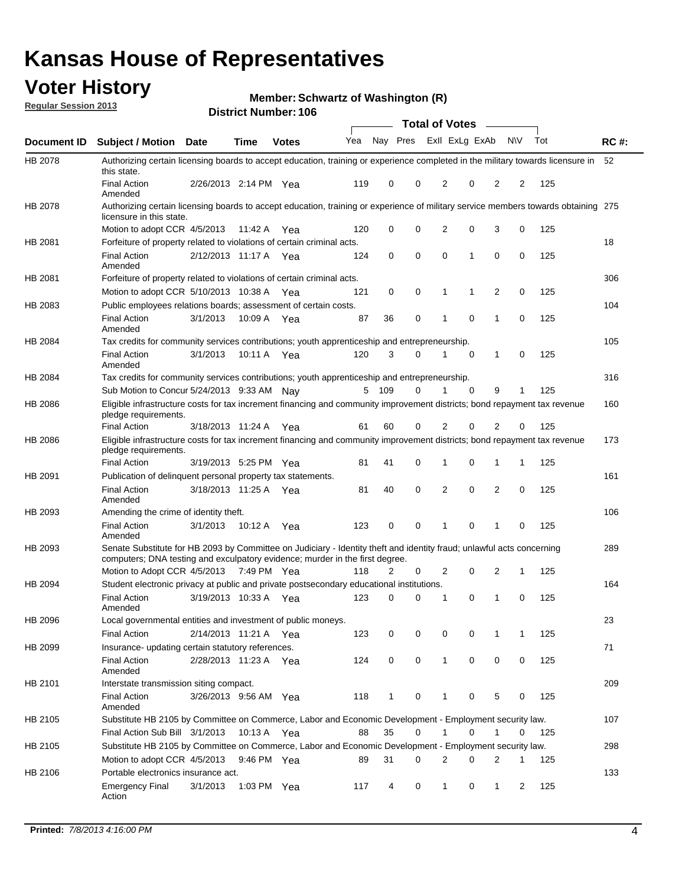# Kansas House of Representatives

## Voter History

**Regular Session 2013**

**Member: Schwartz of Washington (R)**

**District Number: 106**

| Document ID | Subject / Motion | Date | Time | Votes | Yea | Nay | Pres | ExII | ExLg | ExAb | N\V | Tot | RC #: |
|---|---|---|---|---|---|---|---|---|---|---|---|---|---|
| HB 2078 | Authorizing certain licensing boards to accept education, training or experience completed in the military towards licensure in this state. | | | | | | | | | | | | 52 |
| | Final Action Amended | 2/26/2013 | 2:14 PM | Yea | 119 | 0 | 0 | 2 | 0 | 2 | 2 | 125 | |
| HB 2078 | Authorizing certain licensing boards to accept education, training or experience of military service members towards obtaining licensure in this state. | | | | | | | | | | | | 275 |
| | Motion to adopt CCR | 4/5/2013 | 11:42 A | Yea | 120 | 0 | 0 | 2 | 0 | 3 | 0 | 125 | |
| HB 2081 | Forfeiture of property related to violations of certain criminal acts. | | | | | | | | | | | | 18 |
| | Final Action Amended | 2/12/2013 | 11:17 A | Yea | 124 | 0 | 0 | 0 | 1 | 0 | 0 | 125 | |
| HB 2081 | Forfeiture of property related to violations of certain criminal acts. | | | | | | | | | | | | 306 |
| | Motion to adopt CCR | 5/10/2013 | 10:38 A | Yea | 121 | 0 | 0 | 1 | 1 | 2 | 0 | 125 | |
| HB 2083 | Public employees relations boards; assessment of certain costs. | | | | | | | | | | | | 104 |
| | Final Action Amended | 3/1/2013 | 10:09 A | Yea | 87 | 36 | 0 | 1 | 0 | 1 | 0 | 125 | |
| HB 2084 | Tax credits for community services contributions; youth apprenticeship and entrepreneurship. | | | | | | | | | | | | 105 |
| | Final Action Amended | 3/1/2013 | 10:11 A | Yea | 120 | 3 | 0 | 1 | 0 | 1 | 0 | 125 | |
| HB 2084 | Tax credits for community services contributions; youth apprenticeship and entrepreneurship. | | | | | | | | | | | | 316 |
| | Sub Motion to Concur | 5/24/2013 | 9:33 AM | Nay | 5 | 109 | 0 | 1 | 0 | 9 | 1 | 125 | |
| HB 2086 | Eligible infrastructure costs for tax increment financing and community improvement districts; bond repayment tax revenue pledge requirements. | | | | | | | | | | | | 160 |
| | Final Action | 3/18/2013 | 11:24 A | Yea | 61 | 60 | 0 | 2 | 0 | 2 | 0 | 125 | |
| HB 2086 | Eligible infrastructure costs for tax increment financing and community improvement districts; bond repayment tax revenue pledge requirements. | | | | | | | | | | | | 173 |
| | Final Action | 3/19/2013 | 5:25 PM | Yea | 81 | 41 | 0 | 1 | 0 | 1 | 1 | 125 | |
| HB 2091 | Publication of delinquent personal property tax statements. | | | | | | | | | | | | 161 |
| | Final Action Amended | 3/18/2013 | 11:25 A | Yea | 81 | 40 | 0 | 2 | 0 | 2 | 0 | 125 | |
| HB 2093 | Amending the crime of identity theft. | | | | | | | | | | | | 106 |
| | Final Action Amended | 3/1/2013 | 10:12 A | Yea | 123 | 0 | 0 | 1 | 0 | 1 | 0 | 125 | |
| HB 2093 | Senate Substitute for HB 2093 by Committee on Judiciary - Identity theft and identity fraud; unlawful acts concerning computers; DNA testing and exculpatory evidence; murder in the first degree. | | | | | | | | | | | | 289 |
| | Motion to Adopt CCR | 4/5/2013 | 7:49 PM | Yea | 118 | 2 | 0 | 2 | 0 | 2 | 1 | 125 | |
| HB 2094 | Student electronic privacy at public and private postsecondary educational institutions. | | | | | | | | | | | | 164 |
| | Final Action Amended | 3/19/2013 | 10:33 A | Yea | 123 | 0 | 0 | 1 | 0 | 1 | 0 | 125 | |
| HB 2096 | Local governmental entities and investment of public moneys. | | | | | | | | | | | | 23 |
| | Final Action | 2/14/2013 | 11:21 A | Yea | 123 | 0 | 0 | 0 | 0 | 1 | 1 | 125 | |
| HB 2099 | Insurance- updating certain statutory references. | | | | | | | | | | | | 71 |
| | Final Action Amended | 2/28/2013 | 11:23 A | Yea | 124 | 0 | 0 | 1 | 0 | 0 | 0 | 125 | |
| HB 2101 | Interstate transmission siting compact. | | | | | | | | | | | | 209 |
| | Final Action Amended | 3/26/2013 | 9:56 AM | Yea | 118 | 1 | 0 | 1 | 0 | 5 | 0 | 125 | |
| HB 2105 | Substitute HB 2105 by Committee on Commerce, Labor and Economic Development - Employment security law. | | | | | | | | | | | | 107 |
| | Final Action Sub Bill | 3/1/2013 | 10:13 A | Yea | 88 | 35 | 0 | 1 | 0 | 1 | 0 | 125 | |
| HB 2105 | Substitute HB 2105 by Committee on Commerce, Labor and Economic Development - Employment security law. | | | | | | | | | | | | 298 |
| | Motion to adopt CCR | 4/5/2013 | 9:46 PM | Yea | 89 | 31 | 0 | 2 | 0 | 2 | 1 | 125 | |
| HB 2106 | Portable electronics insurance act. | | | | | | | | | | | | 133 |
| | Emergency Final Action | 3/1/2013 | 1:03 PM | Yea | 117 | 4 | 0 | 1 | 0 | 1 | 2 | 125 | |

**Printed:** *7/8/2013 4:16:00 PM*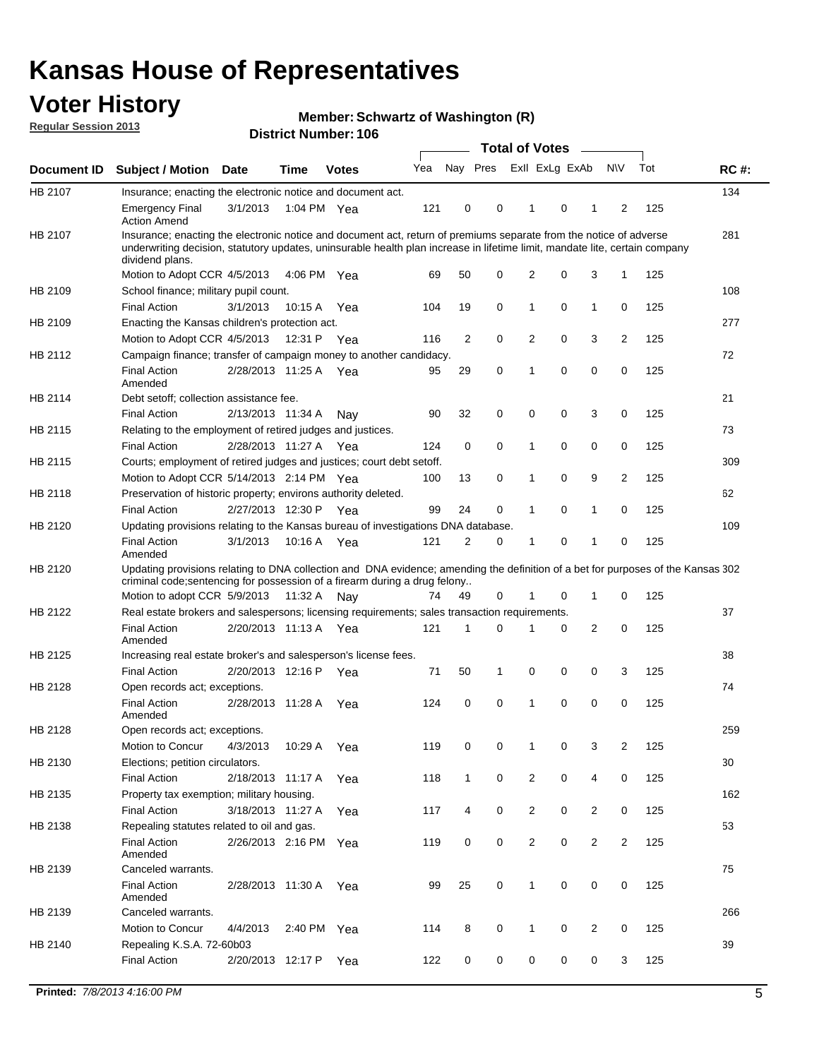# Kansas House of Representatives

## Voter History

**Regular Session 2013**

**Member: Schwartz of Washington (R)**

**District Number: 106**

| Document ID | Subject / Motion | Date | Time | Votes | Yea | Nay | Pres | ExII | ExLg | ExAb | N\V | Tot | RC #: |
|---|---|---|---|---|---|---|---|---|---|---|---|---|---|
| HB 2107 | Insurance; enacting the electronic notice and document act. | | | | | | | | | | | | 134 |
| | Emergency Final Action Amend | 3/1/2013 | 1:04 PM | Yea | 121 | 0 | 0 | 1 | 0 | 1 | 2 | 125 | |
| HB 2107 | Insurance; enacting the electronic notice and document act, return of premiums separate from the notice of adverse underwriting decision, statutory updates, uninsurable health plan increase in lifetime limit, mandate lite, certain company dividend plans. | | | | | | | | | | | | 281 |
| | Motion to Adopt CCR | 4/5/2013 | 4:06 PM | Yea | 69 | 50 | 0 | 2 | 0 | 3 | 1 | 125 | |
| HB 2109 | School finance; military pupil count. | | | | | | | | | | | | 108 |
| | Final Action | 3/1/2013 | 10:15 A | Yea | 104 | 19 | 0 | 1 | 0 | 1 | 0 | 125 | |
| HB 2109 | Enacting the Kansas children's protection act. | | | | | | | | | | | | 277 |
| | Motion to Adopt CCR | 4/5/2013 | 12:31 P | Yea | 116 | 2 | 0 | 2 | 0 | 3 | 2 | 125 | |
| HB 2112 | Campaign finance; transfer of campaign money to another candidacy. | | | | | | | | | | | | 72 |
| | Final Action Amended | 2/28/2013 | 11:25 A | Yea | 95 | 29 | 0 | 1 | 0 | 0 | 0 | 125 | |
| HB 2114 | Debt setoff; collection assistance fee. | | | | | | | | | | | | 21 |
| | Final Action | 2/13/2013 | 11:34 A | Nay | 90 | 32 | 0 | 0 | 0 | 3 | 0 | 125 | |
| HB 2115 | Relating to the employment of retired judges and justices. | | | | | | | | | | | | 73 |
| | Final Action | 2/28/2013 | 11:27 A | Yea | 124 | 0 | 0 | 1 | 0 | 0 | 0 | 125 | |
| HB 2115 | Courts; employment of retired judges and justices; court debt setoff. | | | | | | | | | | | | 309 |
| | Motion to Adopt CCR | 5/14/2013 | 2:14 PM | Yea | 100 | 13 | 0 | 1 | 0 | 9 | 2 | 125 | |
| HB 2118 | Preservation of historic property; environs authority deleted. | | | | | | | | | | | | 62 |
| | Final Action | 2/27/2013 | 12:30 P | Yea | 99 | 24 | 0 | 1 | 0 | 1 | 0 | 125 | |
| HB 2120 | Updating provisions relating to the Kansas bureau of investigations DNA database. | | | | | | | | | | | | 109 |
| | Final Action Amended | 3/1/2013 | 10:16 A | Yea | 121 | 2 | 0 | 1 | 0 | 1 | 0 | 125 | |
| HB 2120 | Updating provisions relating to DNA collection and DNA evidence; amending the definition of a bet for purposes of the Kansas criminal code;sentencing for possession of a firearm during a drug felony.. | | | | | | | | | | | | 302 |
| | Motion to adopt CCR | 5/9/2013 | 11:32 A | Nay | 74 | 49 | 0 | 1 | 0 | 1 | 0 | 125 | |
| HB 2122 | Real estate brokers and salespersons; licensing requirements; sales transaction requirements. | | | | | | | | | | | | 37 |
| | Final Action Amended | 2/20/2013 | 11:13 A | Yea | 121 | 1 | 0 | 1 | 0 | 2 | 0 | 125 | |
| HB 2125 | Increasing real estate broker's and salesperson's license fees. | | | | | | | | | | | | 38 |
| | Final Action | 2/20/2013 | 12:16 P | Yea | 71 | 50 | 1 | 0 | 0 | 0 | 3 | 125 | |
| HB 2128 | Open records act; exceptions. | | | | | | | | | | | | 74 |
| | Final Action Amended | 2/28/2013 | 11:28 A | Yea | 124 | 0 | 0 | 1 | 0 | 0 | 0 | 125 | |
| HB 2128 | Open records act; exceptions. | | | | | | | | | | | | 259 |
| | Motion to Concur | 4/3/2013 | 10:29 A | Yea | 119 | 0 | 0 | 1 | 0 | 3 | 2 | 125 | |
| HB 2130 | Elections; petition circulators. | | | | | | | | | | | | 30 |
| | Final Action | 2/18/2013 | 11:17 A | Yea | 118 | 1 | 0 | 2 | 0 | 4 | 0 | 125 | |
| HB 2135 | Property tax exemption; military housing. | | | | | | | | | | | | 162 |
| | Final Action | 3/18/2013 | 11:27 A | Yea | 117 | 4 | 0 | 2 | 0 | 2 | 0 | 125 | |
| HB 2138 | Repealing statutes related to oil and gas. | | | | | | | | | | | | 53 |
| | Final Action Amended | 2/26/2013 | 2:16 PM | Yea | 119 | 0 | 0 | 2 | 0 | 2 | 2 | 125 | |
| HB 2139 | Canceled warrants. | | | | | | | | | | | | 75 |
| | Final Action Amended | 2/28/2013 | 11:30 A | Yea | 99 | 25 | 0 | 1 | 0 | 0 | 0 | 125 | |
| HB 2139 | Canceled warrants. | | | | | | | | | | | | 266 |
| | Motion to Concur | 4/4/2013 | 2:40 PM | Yea | 114 | 8 | 0 | 1 | 0 | 2 | 0 | 125 | |
| HB 2140 | Repealing K.S.A. 72-60b03 | | | | | | | | | | | | 39 |
| | Final Action | 2/20/2013 | 12:17 P | Yea | 122 | 0 | 0 | 0 | 0 | 0 | 3 | 125 | |

**Printed:** *7/8/2013 4:16:00 PM*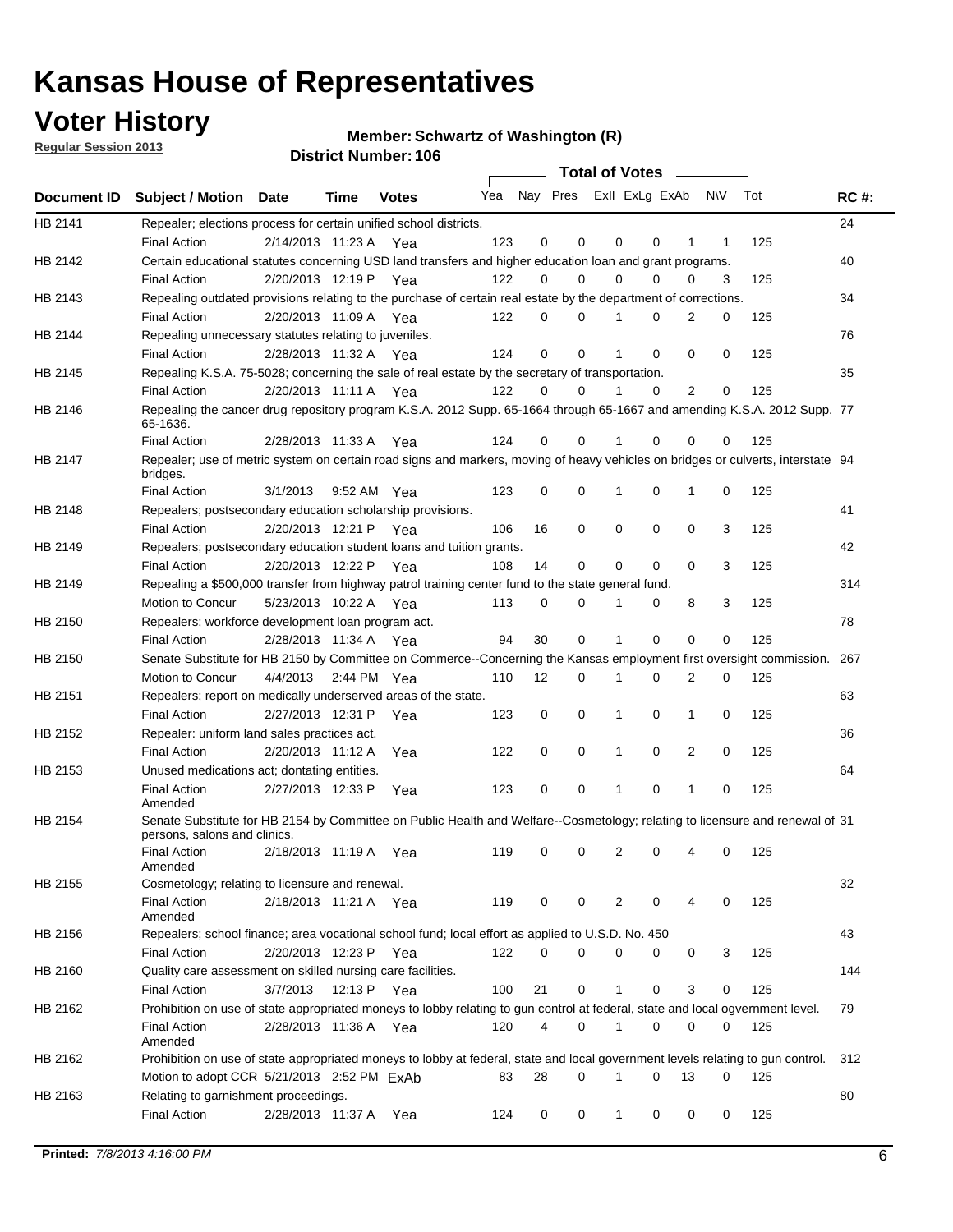# Kansas House of Representatives

## Voter History

**Regular Session 2013**

**Member: Schwartz of Washington (R)**

**District Number: 106**

| Document ID | Subject / Motion | Date | Time | Votes | Yea | Nay | Pres | ExII | ExLg | ExAb | N\V | Tot | RC #: |
|---|---|---|---|---|---|---|---|---|---|---|---|---|---|
| HB 2141 | Repealer; elections process for certain unified school districts. | | | | | | | | | | | | 24 |
| | Final Action | 2/14/2013 | 11:23 A | Yea | 123 | 0 | 0 | 0 | 0 | 1 | 1 | 125 | |
| HB 2142 | Certain educational statutes concerning USD land transfers and higher education loan and grant programs. | | | | | | | | | | | | 40 |
| | Final Action | 2/20/2013 | 12:19 P | Yea | 122 | 0 | 0 | 0 | 0 | 0 | 3 | 125 | |
| HB 2143 | Repealing outdated provisions relating to the purchase of certain real estate by the department of corrections. | | | | | | | | | | | | 34 |
| | Final Action | 2/20/2013 | 11:09 A | Yea | 122 | 0 | 0 | 1 | 0 | 2 | 0 | 125 | |
| HB 2144 | Repealing unnecessary statutes relating to juveniles. | | | | | | | | | | | | 76 |
| | Final Action | 2/28/2013 | 11:32 A | Yea | 124 | 0 | 0 | 1 | 0 | 0 | 0 | 125 | |
| HB 2145 | Repealing K.S.A. 75-5028; concerning the sale of real estate by the secretary of transportation. | | | | | | | | | | | | 35 |
| | Final Action | 2/20/2013 | 11:11 A | Yea | 122 | 0 | 0 | 1 | 0 | 2 | 0 | 125 | |
| HB 2146 | Repealing the cancer drug repository program K.S.A. 2012 Supp. 65-1664 through 65-1667 and amending K.S.A. 2012 Supp. 65-1636. | | | | | | | | | | | | 77 |
| | Final Action | 2/28/2013 | 11:33 A | Yea | 124 | 0 | 0 | 1 | 0 | 0 | 0 | 125 | |
| HB 2147 | Repealer; use of metric system on certain road signs and markers, moving of heavy vehicles on bridges or culverts, interstate bridges. | | | | | | | | | | | | 94 |
| | Final Action | 3/1/2013 | 9:52 AM | Yea | 123 | 0 | 0 | 1 | 0 | 1 | 0 | 125 | |
| HB 2148 | Repealers; postsecondary education scholarship provisions. | | | | | | | | | | | | 41 |
| | Final Action | 2/20/2013 | 12:21 P | Yea | 106 | 16 | 0 | 0 | 0 | 0 | 3 | 125 | |
| HB 2149 | Repealers; postsecondary education student loans and tuition grants. | | | | | | | | | | | | 42 |
| | Final Action | 2/20/2013 | 12:22 P | Yea | 108 | 14 | 0 | 0 | 0 | 0 | 3 | 125 | |
| HB 2149 | Repealing a $500,000 transfer from highway patrol training center fund to the state general fund. | | | | | | | | | | | | 314 |
| | Motion to Concur | 5/23/2013 | 10:22 A | Yea | 113 | 0 | 0 | 1 | 0 | 8 | 3 | 125 | |
| HB 2150 | Repealers; workforce development loan program act. | | | | | | | | | | | | 78 |
| | Final Action | 2/28/2013 | 11:34 A | Yea | 94 | 30 | 0 | 1 | 0 | 0 | 0 | 125 | |
| HB 2150 | Senate Substitute for HB 2150 by Committee on Commerce--Concerning the Kansas employment first oversight commission. | | | | | | | | | | | | 267 |
| | Motion to Concur | 4/4/2013 | 2:44 PM | Yea | 110 | 12 | 0 | 1 | 0 | 2 | 0 | 125 | |
| HB 2151 | Repealers; report on medically underserved areas of the state. | | | | | | | | | | | | 63 |
| | Final Action | 2/27/2013 | 12:31 P | Yea | 123 | 0 | 0 | 1 | 0 | 1 | 0 | 125 | |
| HB 2152 | Repealer: uniform land sales practices act. | | | | | | | | | | | | 36 |
| | Final Action | 2/20/2013 | 11:12 A | Yea | 122 | 0 | 0 | 1 | 0 | 2 | 0 | 125 | |
| HB 2153 | Unused medications act; dontating entities. | | | | | | | | | | | | 64 |
| | Final Action Amended | 2/27/2013 | 12:33 P | Yea | 123 | 0 | 0 | 1 | 0 | 1 | 0 | 125 | |
| HB 2154 | Senate Substitute for HB 2154 by Committee on Public Health and Welfare--Cosmetology; relating to licensure and renewal of persons, salons and clinics. | | | | | | | | | | | | 31 |
| | Final Action Amended | 2/18/2013 | 11:19 A | Yea | 119 | 0 | 0 | 2 | 0 | 4 | 0 | 125 | |
| HB 2155 | Cosmetology; relating to licensure and renewal. | | | | | | | | | | | | 32 |
| | Final Action Amended | 2/18/2013 | 11:21 A | Yea | 119 | 0 | 0 | 2 | 0 | 4 | 0 | 125 | |
| HB 2156 | Repealers; school finance; area vocational school fund; local effort as applied to U.S.D. No. 450 | | | | | | | | | | | | 43 |
| | Final Action | 2/20/2013 | 12:23 P | Yea | 122 | 0 | 0 | 0 | 0 | 0 | 3 | 125 | |
| HB 2160 | Quality care assessment on skilled nursing care facilities. | | | | | | | | | | | | 144 |
| | Final Action | 3/7/2013 | 12:13 P | Yea | 100 | 21 | 0 | 1 | 0 | 3 | 0 | 125 | |
| HB 2162 | Prohibition on use of state appropriated moneys to lobby relating to gun control at federal, state and local ogvernment level. | | | | | | | | | | | | 79 |
| | Final Action Amended | 2/28/2013 | 11:36 A | Yea | 120 | 4 | 0 | 1 | 0 | 0 | 0 | 125 | |
| HB 2162 | Prohibition on use of state appropriated moneys to lobby at federal, state and local government levels relating to gun control. | | | | | | | | | | | | 312 |
| | Motion to adopt CCR | 5/21/2013 | 2:52 PM | ExAb | 83 | 28 | 0 | 1 | 0 | 13 | 0 | 125 | |
| HB 2163 | Relating to garnishment proceedings. | | | | | | | | | | | | 80 |
| | Final Action | 2/28/2013 | 11:37 A | Yea | 124 | 0 | 0 | 1 | 0 | 0 | 0 | 125 | |

**Printed:** *7/8/2013 4:16:00 PM*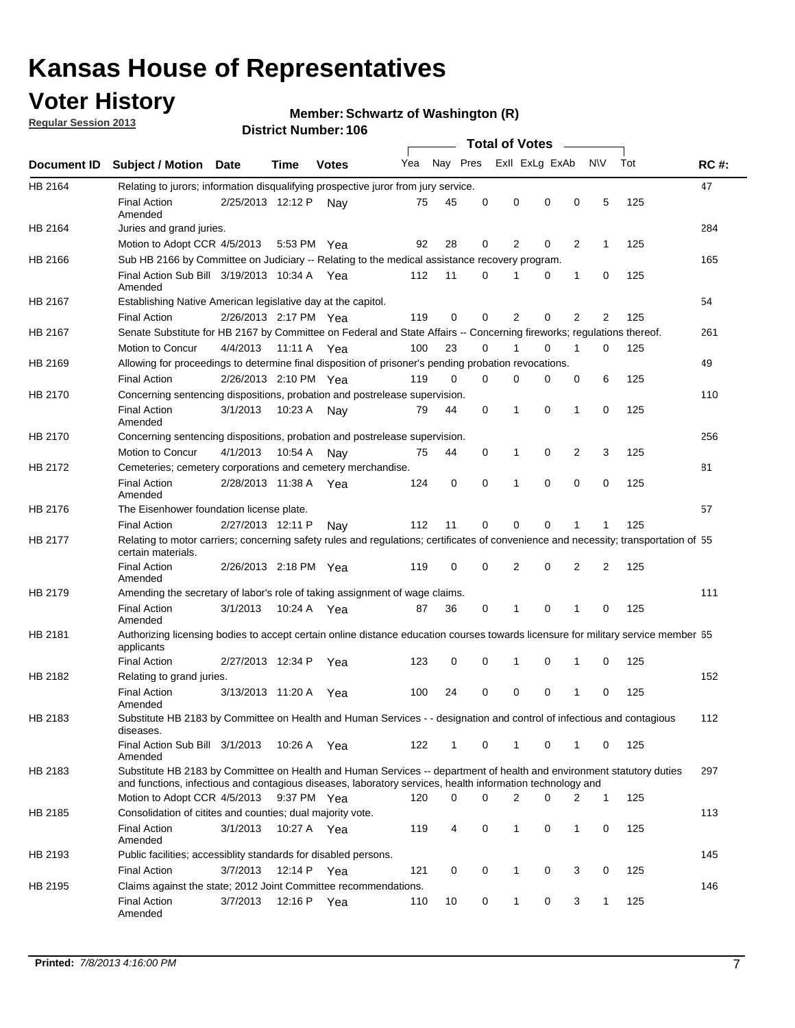# Kansas House of Representatives

## Voter History

**Regular Session 2013**

**Member: Schwartz of Washington (R)**

**District Number: 106**

| Document ID | Subject / Motion | Date | Time | Votes | Yea | Nay | Pres | Exll | ExLg | ExAb | N\V | Tot | RC #: |
|---|---|---|---|---|---|---|---|---|---|---|---|---|---|
| HB 2164 | Relating to jurors; information disqualifying prospective juror from jury service. | | | | | | | | | | | | 47 |
| | Final Action Amended | 2/25/2013 | 12:12 P | Nay | 75 | 45 | 0 | 0 | 0 | 0 | 5 | 125 | |
| HB 2164 | Juries and grand juries. | | | | | | | | | | | | 284 |
| | Motion to Adopt CCR | 4/5/2013 | 5:53 PM | Yea | 92 | 28 | 0 | 2 | 0 | 2 | 1 | 125 | |
| HB 2166 | Sub HB 2166 by Committee on Judiciary -- Relating to the medical assistance recovery program. | | | | | | | | | | | | 165 |
| | Final Action Sub Bill Amended | 3/19/2013 | 10:34 A | Yea | 112 | 11 | 0 | 1 | 0 | 1 | 0 | 125 | |
| HB 2167 | Establishing Native American legislative day at the capitol. | | | | | | | | | | | | 54 |
| | Final Action | 2/26/2013 | 2:17 PM | Yea | 119 | 0 | 0 | 2 | 0 | 2 | 2 | 125 | |
| HB 2167 | Senate Substitute for HB 2167 by Committee on Federal and State Affairs -- Concerning fireworks; regulations thereof. | | | | | | | | | | | | 261 |
| | Motion to Concur | 4/4/2013 | 11:11 A | Yea | 100 | 23 | 0 | 1 | 0 | 1 | 0 | 125 | |
| HB 2169 | Allowing for proceedings to determine final disposition of prisoner's pending probation revocations. | | | | | | | | | | | | 49 |
| | Final Action | 2/26/2013 | 2:10 PM | Yea | 119 | 0 | 0 | 0 | 0 | 0 | 6 | 125 | |
| HB 2170 | Concerning sentencing dispositions, probation and postrelease supervision. | | | | | | | | | | | | 110 |
| | Final Action Amended | 3/1/2013 | 10:23 A | Nay | 79 | 44 | 0 | 1 | 0 | 1 | 0 | 125 | |
| HB 2170 | Concerning sentencing dispositions, probation and postrelease supervision. | | | | | | | | | | | | 256 |
| | Motion to Concur | 4/1/2013 | 10:54 A | Nay | 75 | 44 | 0 | 1 | 0 | 2 | 3 | 125 | |
| HB 2172 | Cemeteries; cemetery corporations and cemetery merchandise. | | | | | | | | | | | | 81 |
| | Final Action Amended | 2/28/2013 | 11:38 A | Yea | 124 | 0 | 0 | 1 | 0 | 0 | 0 | 125 | |
| HB 2176 | The Eisenhower foundation license plate. | | | | | | | | | | | | 57 |
| | Final Action | 2/27/2013 | 12:11 P | Nay | 112 | 11 | 0 | 0 | 0 | 1 | 1 | 125 | |
| HB 2177 | Relating to motor carriers; concerning safety rules and regulations; certificates of convenience and necessity; transportation of certain materials. | | | | | | | | | | | | 55 |
| | Final Action Amended | 2/26/2013 | 2:18 PM | Yea | 119 | 0 | 0 | 2 | 0 | 2 | 2 | 125 | |
| HB 2179 | Amending the secretary of labor's role of taking assignment of wage claims. | | | | | | | | | | | | 111 |
| | Final Action Amended | 3/1/2013 | 10:24 A | Yea | 87 | 36 | 0 | 1 | 0 | 1 | 0 | 125 | |
| HB 2181 | Authorizing licensing bodies to accept certain online distance education courses towards licensure for military service member applicants | | | | | | | | | | | | 65 |
| | Final Action | 2/27/2013 | 12:34 P | Yea | 123 | 0 | 0 | 1 | 0 | 1 | 0 | 125 | |
| HB 2182 | Relating to grand juries. | | | | | | | | | | | | 152 |
| | Final Action Amended | 3/13/2013 | 11:20 A | Yea | 100 | 24 | 0 | 0 | 0 | 1 | 0 | 125 | |
| HB 2183 | Substitute HB 2183 by Committee on Health and Human Services - - designation and control of infectious and contagious diseases. | | | | | | | | | | | | 112 |
| | Final Action Sub Bill Amended | 3/1/2013 | 10:26 A | Yea | 122 | 1 | 0 | 1 | 0 | 1 | 0 | 125 | |
| HB 2183 | Substitute HB 2183 by Committee on Health and Human Services -- department of health and environment statutory duties and functions, infectious and contagious diseases, laboratory services, health information technology and | | | | | | | | | | | | 297 |
| | Motion to Adopt CCR | 4/5/2013 | 9:37 PM | Yea | 120 | 0 | 0 | 2 | 0 | 2 | 1 | 125 | |
| HB 2185 | Consolidation of citites and counties; dual majority vote. | | | | | | | | | | | | 113 |
| | Final Action Amended | 3/1/2013 | 10:27 A | Yea | 119 | 4 | 0 | 1 | 0 | 1 | 0 | 125 | |
| HB 2193 | Public facilities; accessiblity standards for disabled persons. | | | | | | | | | | | | 145 |
| | Final Action | 3/7/2013 | 12:14 P | Yea | 121 | 0 | 0 | 1 | 0 | 3 | 0 | 125 | |
| HB 2195 | Claims against the state; 2012 Joint Committee recommendations. | | | | | | | | | | | | 146 |
| | Final Action Amended | 3/7/2013 | 12:16 P | Yea | 110 | 10 | 0 | 1 | 0 | 3 | 1 | 125 | |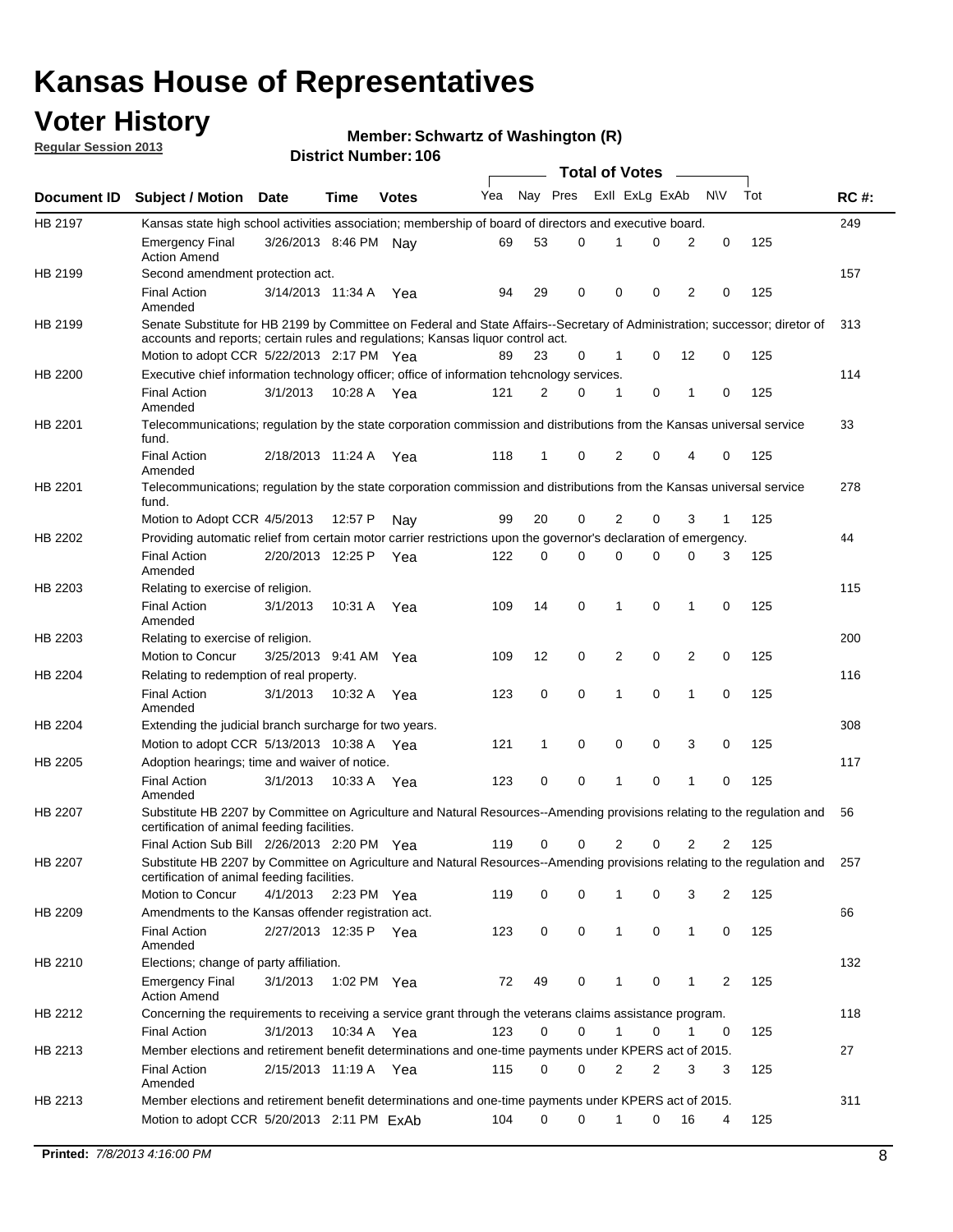# Kansas House of Representatives

## Voter History

**Regular Session 2013**

**Member: Schwartz of Washington (R)**

**District Number: 106**

| Document ID | Subject / Motion | Date | Time | Votes | Yea | Nay | Pres | ExII | ExLg | ExAb | N\V | Tot | RC #: |
|---|---|---|---|---|---|---|---|---|---|---|---|---|---|
| HB 2197 | Kansas state high school activities association; membership of board of directors and executive board. | | | | | | | | | | | | 249 |
| | Emergency Final Action Amend | 3/26/2013 | 8:46 PM | Nay | 69 | 53 | 0 | 1 | 0 | 2 | 0 | 125 | |
| HB 2199 | Second amendment protection act. | | | | | | | | | | | | 157 |
| | Final Action Amended | 3/14/2013 | 11:34 A | Yea | 94 | 29 | 0 | 0 | 0 | 2 | 0 | 125 | |
| HB 2199 | Senate Substitute for HB 2199 by Committee on Federal and State Affairs--Secretary of Administration; successor; diretor of accounts and reports; certain rules and regulations; Kansas liquor control act. | | | | | | | | | | | | 313 |
| | Motion to adopt CCR | 5/22/2013 | 2:17 PM | Yea | 89 | 23 | 0 | 1 | 0 | 12 | 0 | 125 | |
| HB 2200 | Executive chief information technology officer; office of information tehcnology services. | | | | | | | | | | | | 114 |
| | Final Action Amended | 3/1/2013 | 10:28 A | Yea | 121 | 2 | 0 | 1 | 0 | 1 | 0 | 125 | |
| HB 2201 | Telecommunications; regulation by the state corporation commission and distributions from the Kansas universal service fund. | | | | | | | | | | | | 33 |
| | Final Action Amended | 2/18/2013 | 11:24 A | Yea | 118 | 1 | 0 | 2 | 0 | 4 | 0 | 125 | |
| HB 2201 | Telecommunications; regulation by the state corporation commission and distributions from the Kansas universal service fund. | | | | | | | | | | | | 278 |
| | Motion to Adopt CCR | 4/5/2013 | 12:57 P | Nay | 99 | 20 | 0 | 2 | 0 | 3 | 1 | 125 | |
| HB 2202 | Providing automatic relief from certain motor carrier restrictions upon the governor's declaration of emergency. | | | | | | | | | | | | 44 |
| | Final Action Amended | 2/20/2013 | 12:25 P | Yea | 122 | 0 | 0 | 0 | 0 | 0 | 3 | 125 | |
| HB 2203 | Relating to exercise of religion. | | | | | | | | | | | | 115 |
| | Final Action Amended | 3/1/2013 | 10:31 A | Yea | 109 | 14 | 0 | 1 | 0 | 1 | 0 | 125 | |
| HB 2203 | Relating to exercise of religion. | | | | | | | | | | | | 200 |
| | Motion to Concur | 3/25/2013 | 9:41 AM | Yea | 109 | 12 | 0 | 2 | 0 | 2 | 0 | 125 | |
| HB 2204 | Relating to redemption of real property. | | | | | | | | | | | | 116 |
| | Final Action Amended | 3/1/2013 | 10:32 A | Yea | 123 | 0 | 0 | 1 | 0 | 1 | 0 | 125 | |
| HB 2204 | Extending the judicial branch surcharge for two years. | | | | | | | | | | | | 308 |
| | Motion to adopt CCR | 5/13/2013 | 10:38 A | Yea | 121 | 1 | 0 | 0 | 0 | 3 | 0 | 125 | |
| HB 2205 | Adoption hearings; time and waiver of notice. | | | | | | | | | | | | 117 |
| | Final Action Amended | 3/1/2013 | 10:33 A | Yea | 123 | 0 | 0 | 1 | 0 | 1 | 0 | 125 | |
| HB 2207 | Substitute HB 2207 by Committee on Agriculture and Natural Resources--Amending provisions relating to the regulation and certification of animal feeding facilities. | | | | | | | | | | | | 56 |
| | Final Action Sub Bill | 2/26/2013 | 2:20 PM | Yea | 119 | 0 | 0 | 2 | 0 | 2 | 2 | 125 | |
| HB 2207 | Substitute HB 2207 by Committee on Agriculture and Natural Resources--Amending provisions relating to the regulation and certification of animal feeding facilities. | | | | | | | | | | | | 257 |
| | Motion to Concur | 4/1/2013 | 2:23 PM | Yea | 119 | 0 | 0 | 1 | 0 | 3 | 2 | 125 | |
| HB 2209 | Amendments to the Kansas offender registration act. | | | | | | | | | | | | 66 |
| | Final Action Amended | 2/27/2013 | 12:35 P | Yea | 123 | 0 | 0 | 1 | 0 | 1 | 0 | 125 | |
| HB 2210 | Elections; change of party affiliation. | | | | | | | | | | | | 132 |
| | Emergency Final Action Amend | 3/1/2013 | 1:02 PM | Yea | 72 | 49 | 0 | 1 | 0 | 1 | 2 | 125 | |
| HB 2212 | Concerning the requirements to receiving a service grant through the veterans claims assistance program. | | | | | | | | | | | | 118 |
| | Final Action | 3/1/2013 | 10:34 A | Yea | 123 | 0 | 0 | 1 | 0 | 1 | 0 | 125 | |
| HB 2213 | Member elections and retirement benefit determinations and one-time payments under KPERS act of 2015. | | | | | | | | | | | | 27 |
| | Final Action Amended | 2/15/2013 | 11:19 A | Yea | 115 | 0 | 0 | 2 | 2 | 3 | 3 | 125 | |
| HB 2213 | Member elections and retirement benefit determinations and one-time payments under KPERS act of 2015. | | | | | | | | | | | | 311 |
| | Motion to adopt CCR | 5/20/2013 | 2:11 PM | ExAb | 104 | 0 | 0 | 1 | 0 | 16 | 4 | 125 | |

**Printed:** *7/8/2013 4:16:00 PM*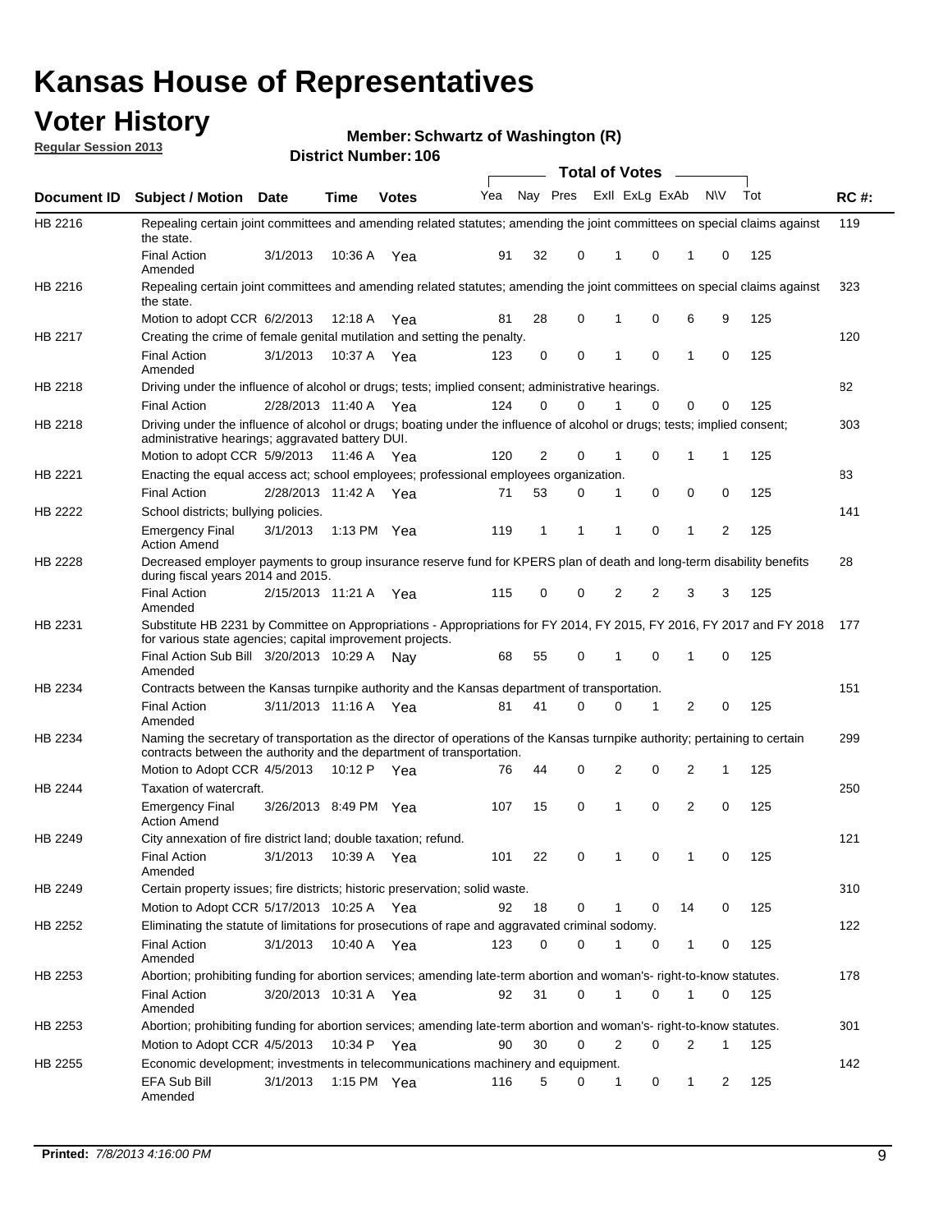# Kansas House of Representatives

## Voter History

**Regular Session 2013**

**Member: Schwartz of Washington (R)**

**District Number: 106**

| Document ID | Subject / Motion | Date | Time | Votes | Yea | Nay | Pres | ExII | ExLg | ExAb | N\V | Tot | RC #: |
|---|---|---|---|---|---|---|---|---|---|---|---|---|---|
| HB 2216 | Repealing certain joint committees and amending related statutes; amending the joint committees on special claims against the state. | | | | | | | | | | | | 119 |
| | Final Action Amended | 3/1/2013 | 10:36 A | Yea | 91 | 32 | 0 | 1 | 0 | 1 | 0 | 125 | |
| HB 2216 | Repealing certain joint committees and amending related statutes; amending the joint committees on special claims against the state. | | | | | | | | | | | | 323 |
| | Motion to adopt CCR | 6/2/2013 | 12:18 A | Yea | 81 | 28 | 0 | 1 | 0 | 6 | 9 | 125 | |
| HB 2217 | Creating the crime of female genital mutilation and setting the penalty. | | | | | | | | | | | | 120 |
| | Final Action Amended | 3/1/2013 | 10:37 A | Yea | 123 | 0 | 0 | 1 | 0 | 1 | 0 | 125 | |
| HB 2218 | Driving under the influence of alcohol or drugs; tests; implied consent; administrative hearings. | | | | | | | | | | | | 82 |
| | Final Action | 2/28/2013 | 11:40 A | Yea | 124 | 0 | 0 | 1 | 0 | 0 | 0 | 125 | |
| HB 2218 | Driving under the influence of alcohol or drugs; boating under the influence of alcohol or drugs; tests; implied consent; administrative hearings; aggravated battery DUI. | | | | | | | | | | | | 303 |
| | Motion to adopt CCR | 5/9/2013 | 11:46 A | Yea | 120 | 2 | 0 | 1 | 0 | 1 | 1 | 125 | |
| HB 2221 | Enacting the equal access act; school employees; professional employees organization. | | | | | | | | | | | | 83 |
| | Final Action | 2/28/2013 | 11:42 A | Yea | 71 | 53 | 0 | 1 | 0 | 0 | 0 | 125 | |
| HB 2222 | School districts; bullying policies. | | | | | | | | | | | | 141 |
| | Emergency Final Action Amend | 3/1/2013 | 1:13 PM | Yea | 119 | 1 | 1 | 1 | 0 | 1 | 2 | 125 | |
| HB 2228 | Decreased employer payments to group insurance reserve fund for KPERS plan of death and long-term disability benefits during fiscal years 2014 and 2015. | | | | | | | | | | | | 28 |
| | Final Action Amended | 2/15/2013 | 11:21 A | Yea | 115 | 0 | 0 | 2 | 2 | 3 | 3 | 125 | |
| HB 2231 | Substitute HB 2231 by Committee on Appropriations - Appropriations for FY 2014, FY 2015, FY 2016, FY 2017 and FY 2018 for various state agencies; capital improvement projects. | | | | | | | | | | | | 177 |
| | Final Action Sub Bill Amended | 3/20/2013 | 10:29 A | Nay | 68 | 55 | 0 | 1 | 0 | 1 | 0 | 125 | |
| HB 2234 | Contracts between the Kansas turnpike authority and the Kansas department of transportation. | | | | | | | | | | | | 151 |
| | Final Action Amended | 3/11/2013 | 11:16 A | Yea | 81 | 41 | 0 | 0 | 1 | 2 | 0 | 125 | |
| HB 2234 | Naming the secretary of transportation as the director of operations of the Kansas turnpike authority; pertaining to certain contracts between the authority and the department of transportation. | | | | | | | | | | | | 299 |
| | Motion to Adopt CCR | 4/5/2013 | 10:12 P | Yea | 76 | 44 | 0 | 2 | 0 | 2 | 1 | 125 | |
| HB 2244 | Taxation of watercraft. | | | | | | | | | | | | 250 |
| | Emergency Final Action Amend | 3/26/2013 | 8:49 PM | Yea | 107 | 15 | 0 | 1 | 0 | 2 | 0 | 125 | |
| HB 2249 | City annexation of fire district land; double taxation; refund. | | | | | | | | | | | | 121 |
| | Final Action Amended | 3/1/2013 | 10:39 A | Yea | 101 | 22 | 0 | 1 | 0 | 1 | 0 | 125 | |
| HB 2249 | Certain property issues; fire districts; historic preservation; solid waste. | | | | | | | | | | | | 310 |
| | Motion to Adopt CCR | 5/17/2013 | 10:25 A | Yea | 92 | 18 | 0 | 1 | 0 | 14 | 0 | 125 | |
| HB 2252 | Eliminating the statute of limitations for prosecutions of rape and aggravated criminal sodomy. | | | | | | | | | | | | 122 |
| | Final Action Amended | 3/1/2013 | 10:40 A | Yea | 123 | 0 | 0 | 1 | 0 | 1 | 0 | 125 | |
| HB 2253 | Abortion; prohibiting funding for abortion services; amending late-term abortion and woman's- right-to-know statutes. | | | | | | | | | | | | 178 |
| | Final Action Amended | 3/20/2013 | 10:31 A | Yea | 92 | 31 | 0 | 1 | 0 | 1 | 0 | 125 | |
| HB 2253 | Abortion; prohibiting funding for abortion services; amending late-term abortion and woman's- right-to-know statutes. | | | | | | | | | | | | 301 |
| | Motion to Adopt CCR | 4/5/2013 | 10:34 P | Yea | 90 | 30 | 0 | 2 | 0 | 2 | 1 | 125 | |
| HB 2255 | Economic development; investments in telecommunications machinery and equipment. | | | | | | | | | | | | 142 |
| | EFA Sub Bill Amended | 3/1/2013 | 1:15 PM | Yea | 116 | 5 | 0 | 1 | 0 | 1 | 2 | 125 | |

**Printed:** 7/8/2013 4:16:00 PM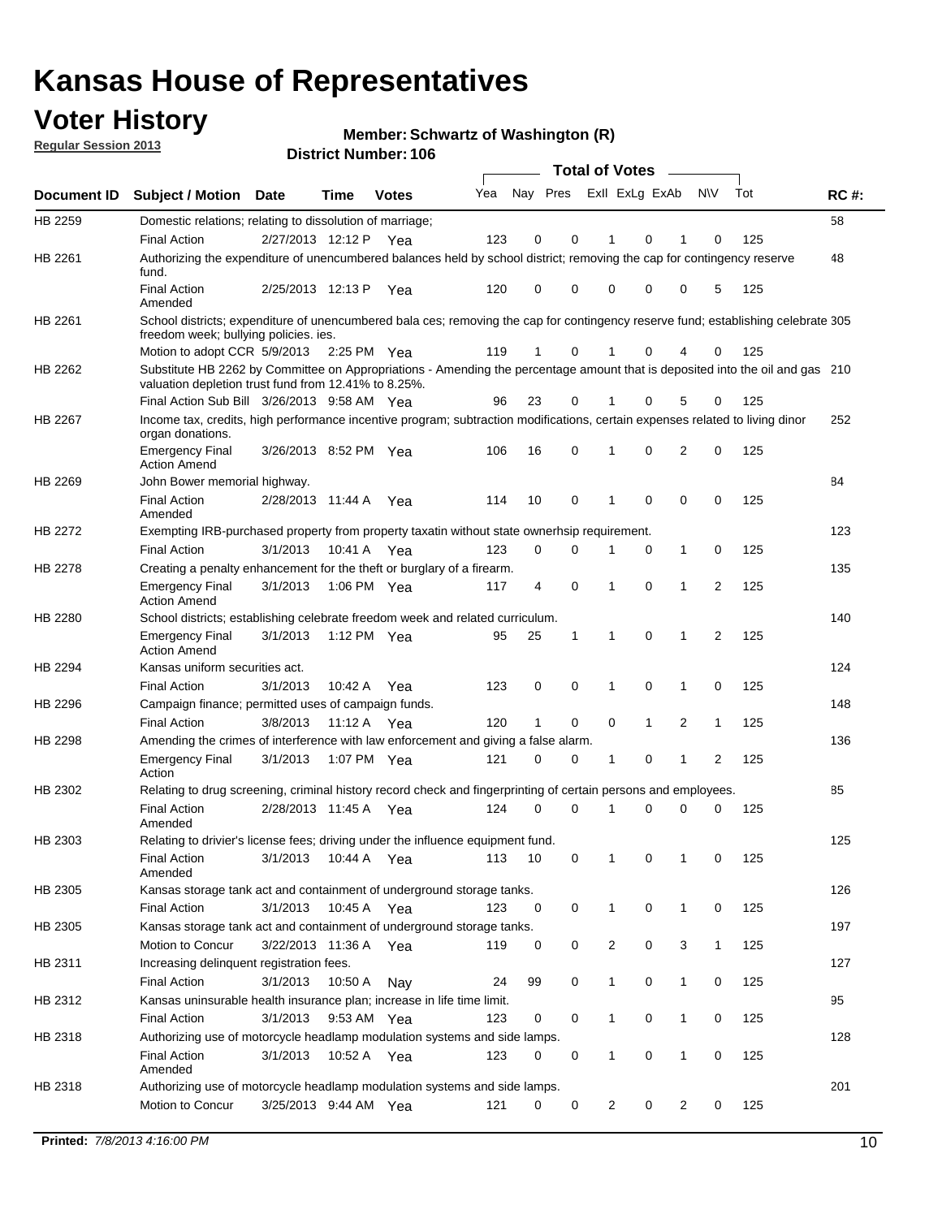# Kansas House of Representatives

## Voter History

**Regular Session 2013**

**Member: Schwartz of Washington (R)**

**District Number: 106**

| Document ID | Subject / Motion | Date | Time | Votes | Yea | Nay | Pres | ExII | ExLg | ExAb | N\V | Tot | RC #: |
|---|---|---|---|---|---|---|---|---|---|---|---|---|---|
| HB 2259 | Domestic relations; relating to dissolution of marriage; | | | | | | | | | | | | 58 |
| | Final Action | 2/27/2013 | 12:12 P | Yea | 123 | 0 | 0 | 1 | 0 | 1 | 0 | 125 | |
| HB 2261 | Authorizing the expenditure of unencumbered balances held by school district; removing the cap for contingency reserve fund. | | | | | | | | | | | | 48 |
| | Final Action Amended | 2/25/2013 | 12:13 P | Yea | 120 | 0 | 0 | 0 | 0 | 0 | 5 | 125 | |
| HB 2261 | School districts; expenditure of unencumbered bala ces; removing the cap for contingency reserve fund; establishing celebrate freedom week; bullying policies. ies. | | | | | | | | | | | | 305 |
| | Motion to adopt CCR | 5/9/2013 | 2:25 PM | Yea | 119 | 1 | 0 | 1 | 0 | 4 | 0 | 125 | |
| HB 2262 | Substitute HB 2262 by Committee on Appropriations - Amending the percentage amount that is deposited into the oil and gas valuation depletion trust fund from 12.41% to 8.25%. | | | | | | | | | | | | 210 |
| | Final Action Sub Bill | 3/26/2013 | 9:58 AM | Yea | 96 | 23 | 0 | 1 | 0 | 5 | 0 | 125 | |
| HB 2267 | Income tax, credits, high performance incentive program; subtraction modifications, certain expenses related to living dinor organ donations. | | | | | | | | | | | | 252 |
| | Emergency Final Action Amend | 3/26/2013 | 8:52 PM | Yea | 106 | 16 | 0 | 1 | 0 | 2 | 0 | 125 | |
| HB 2269 | John Bower memorial highway. | | | | | | | | | | | | 84 |
| | Final Action Amended | 2/28/2013 | 11:44 A | Yea | 114 | 10 | 0 | 1 | 0 | 0 | 0 | 125 | |
| HB 2272 | Exempting IRB-purchased property from property taxatin without state ownerhsip requirement. | | | | | | | | | | | | 123 |
| | Final Action | 3/1/2013 | 10:41 A | Yea | 123 | 0 | 0 | 1 | 0 | 1 | 0 | 125 | |
| HB 2278 | Creating a penalty enhancement for the theft or burglary of a firearm. | | | | | | | | | | | | 135 |
| | Emergency Final Action Amend | 3/1/2013 | 1:06 PM | Yea | 117 | 4 | 0 | 1 | 0 | 1 | 2 | 125 | |
| HB 2280 | School districts; establishing celebrate freedom week and related curriculum. | | | | | | | | | | | | 140 |
| | Emergency Final Action Amend | 3/1/2013 | 1:12 PM | Yea | 95 | 25 | 1 | 1 | 0 | 1 | 2 | 125 | |
| HB 2294 | Kansas uniform securities act. | | | | | | | | | | | | 124 |
| | Final Action | 3/1/2013 | 10:42 A | Yea | 123 | 0 | 0 | 1 | 0 | 1 | 0 | 125 | |
| HB 2296 | Campaign finance; permitted uses of campaign funds. | | | | | | | | | | | | 148 |
| | Final Action | 3/8/2013 | 11:12 A | Yea | 120 | 1 | 0 | 0 | 1 | 2 | 1 | 125 | |
| HB 2298 | Amending the crimes of interference with law enforcement and giving a false alarm. | | | | | | | | | | | | 136 |
| | Emergency Final Action | 3/1/2013 | 1:07 PM | Yea | 121 | 0 | 0 | 1 | 0 | 1 | 2 | 125 | |
| HB 2302 | Relating to drug screening, criminal history record check and fingerprinting of certain persons and employees. | | | | | | | | | | | | 85 |
| | Final Action Amended | 2/28/2013 | 11:45 A | Yea | 124 | 0 | 0 | 1 | 0 | 0 | 0 | 125 | |
| HB 2303 | Relating to drivier's license fees; driving under the influence equipment fund. | | | | | | | | | | | | 125 |
| | Final Action Amended | 3/1/2013 | 10:44 A | Yea | 113 | 10 | 0 | 1 | 0 | 1 | 0 | 125 | |
| HB 2305 | Kansas storage tank act and containment of underground storage tanks. | | | | | | | | | | | | 126 |
| | Final Action | 3/1/2013 | 10:45 A | Yea | 123 | 0 | 0 | 1 | 0 | 1 | 0 | 125 | |
| HB 2305 | Kansas storage tank act and containment of underground storage tanks. | | | | | | | | | | | | 197 |
| | Motion to Concur | 3/22/2013 | 11:36 A | Yea | 119 | 0 | 0 | 2 | 0 | 3 | 1 | 125 | |
| HB 2311 | Increasing delinquent registration fees. | | | | | | | | | | | | 127 |
| | Final Action | 3/1/2013 | 10:50 A | Nay | 24 | 99 | 0 | 1 | 0 | 1 | 0 | 125 | |
| HB 2312 | Kansas uninsurable health insurance plan; increase in life time limit. | | | | | | | | | | | | 95 |
| | Final Action | 3/1/2013 | 9:53 AM | Yea | 123 | 0 | 0 | 1 | 0 | 1 | 0 | 125 | |
| HB 2318 | Authorizing use of motorcycle headlamp modulation systems and side lamps. | | | | | | | | | | | | 128 |
| | Final Action Amended | 3/1/2013 | 10:52 A | Yea | 123 | 0 | 0 | 1 | 0 | 1 | 0 | 125 | |
| HB 2318 | Authorizing use of motorcycle headlamp modulation systems and side lamps. | | | | | | | | | | | | 201 |
| | Motion to Concur | 3/25/2013 | 9:44 AM | Yea | 121 | 0 | 0 | 2 | 0 | 2 | 0 | 125 | |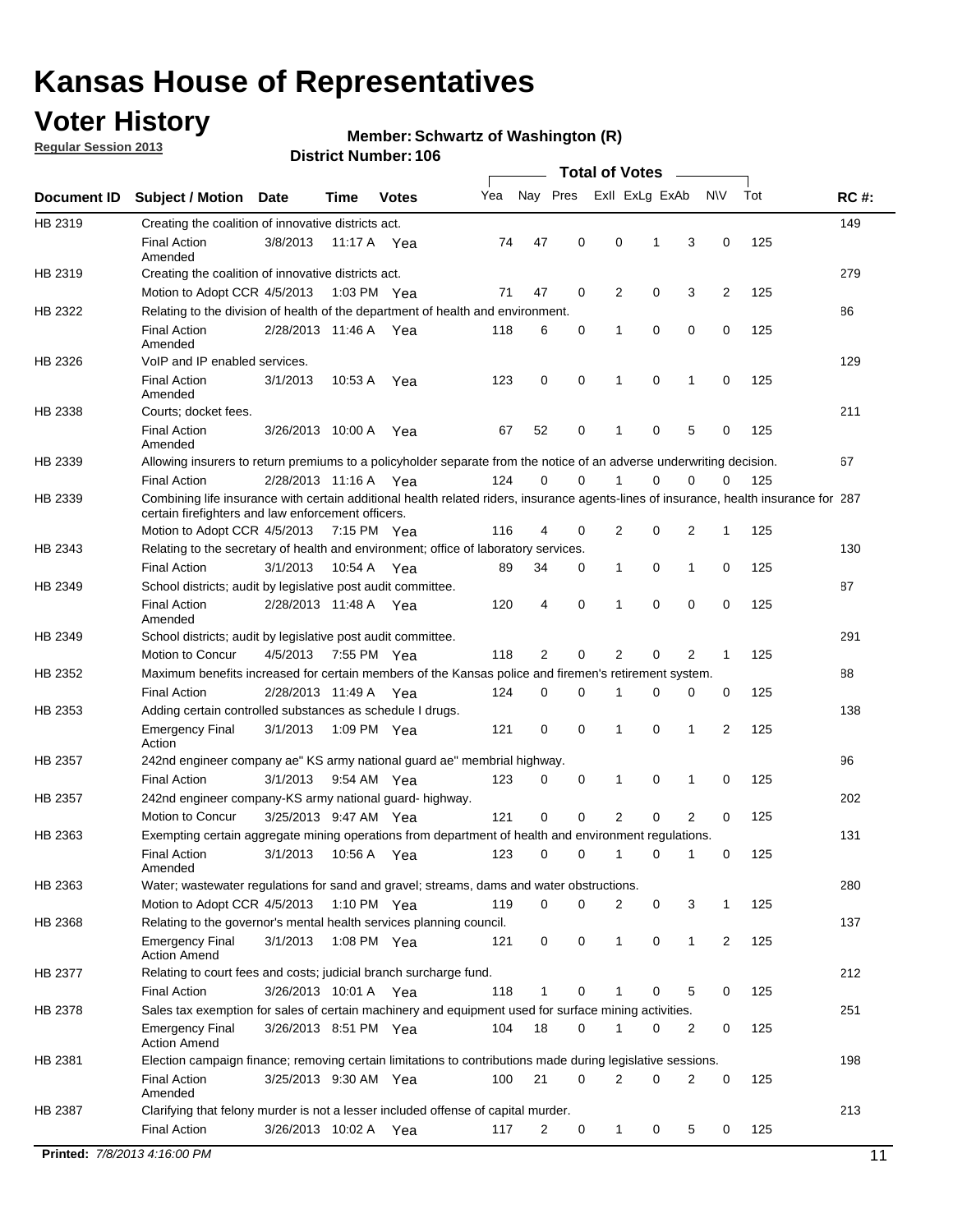# Kansas House of Representatives

## Voter History

**Regular Session 2013**

**Member: Schwartz of Washington (R)**

**District Number: 106**

| Document ID | Subject / Motion | Date | Time | Votes | Yea | Nay | Pres | ExII | ExLg | ExAb | N\V | Tot | RC #: |
|---|---|---|---|---|---|---|---|---|---|---|---|---|---|
| HB 2319 | Creating the coalition of innovative districts act. | | | | | | | | | | | | 149 |
| | Final Action Amended | 3/8/2013 | 11:17 A | Yea | 74 | 47 | 0 | 0 | 1 | 3 | 0 | 125 | |
| HB 2319 | Creating the coalition of innovative districts act. | | | | | | | | | | | | 279 |
| | Motion to Adopt CCR | 4/5/2013 | 1:03 PM | Yea | 71 | 47 | 0 | 2 | 0 | 3 | 2 | 125 | |
| HB 2322 | Relating to the division of health of the department of health and environment. | | | | | | | | | | | | 86 |
| | Final Action Amended | 2/28/2013 | 11:46 A | Yea | 118 | 6 | 0 | 1 | 0 | 0 | 0 | 125 | |
| HB 2326 | VoIP and IP enabled services. | | | | | | | | | | | | 129 |
| | Final Action Amended | 3/1/2013 | 10:53 A | Yea | 123 | 0 | 0 | 1 | 0 | 1 | 0 | 125 | |
| HB 2338 | Courts; docket fees. | | | | | | | | | | | | 211 |
| | Final Action Amended | 3/26/2013 | 10:00 A | Yea | 67 | 52 | 0 | 1 | 0 | 5 | 0 | 125 | |
| HB 2339 | Allowing insurers to return premiums to a policyholder separate from the notice of an adverse underwriting decision. | | | | | | | | | | | | 67 |
| | Final Action | 2/28/2013 | 11:16 A | Yea | 124 | 0 | 0 | 1 | 0 | 0 | 0 | 125 | |
| HB 2339 | Combining life insurance with certain additional health related riders, insurance agents-lines of insurance, health insurance for certain firefighters and law enforcement officers. | | | | | | | | | | | | 287 |
| | Motion to Adopt CCR | 4/5/2013 | 7:15 PM | Yea | 116 | 4 | 0 | 2 | 0 | 2 | 1 | 125 | |
| HB 2343 | Relating to the secretary of health and environment; office of laboratory services. | | | | | | | | | | | | 130 |
| | Final Action | 3/1/2013 | 10:54 A | Yea | 89 | 34 | 0 | 1 | 0 | 1 | 0 | 125 | |
| HB 2349 | School districts; audit by legislative post audit committee. | | | | | | | | | | | | 87 |
| | Final Action Amended | 2/28/2013 | 11:48 A | Yea | 120 | 4 | 0 | 1 | 0 | 0 | 0 | 125 | |
| HB 2349 | School districts; audit by legislative post audit committee. | | | | | | | | | | | | 291 |
| | Motion to Concur | 4/5/2013 | 7:55 PM | Yea | 118 | 2 | 0 | 2 | 0 | 2 | 1 | 125 | |
| HB 2352 | Maximum benefits increased for certain members of the Kansas police and firemen's retirement system. | | | | | | | | | | | | 88 |
| | Final Action | 2/28/2013 | 11:49 A | Yea | 124 | 0 | 0 | 1 | 0 | 0 | 0 | 125 | |
| HB 2353 | Adding certain controlled substances as schedule I drugs. | | | | | | | | | | | | 138 |
| | Emergency Final Action | 3/1/2013 | 1:09 PM | Yea | 121 | 0 | 0 | 1 | 0 | 1 | 2 | 125 | |
| HB 2357 | 242nd engineer company ae" KS army national guard ae" membrial highway. | | | | | | | | | | | | 96 |
| | Final Action | 3/1/2013 | 9:54 AM | Yea | 123 | 0 | 0 | 1 | 0 | 1 | 0 | 125 | |
| HB 2357 | 242nd engineer company-KS army national guard- highway. | | | | | | | | | | | | 202 |
| | Motion to Concur | 3/25/2013 | 9:47 AM | Yea | 121 | 0 | 0 | 2 | 0 | 2 | 0 | 125 | |
| HB 2363 | Exempting certain aggregate mining operations from department of health and environment regulations. | | | | | | | | | | | | 131 |
| | Final Action Amended | 3/1/2013 | 10:56 A | Yea | 123 | 0 | 0 | 1 | 0 | 1 | 0 | 125 | |
| HB 2363 | Water; wastewater regulations for sand and gravel; streams, dams and water obstructions. | | | | | | | | | | | | 280 |
| | Motion to Adopt CCR | 4/5/2013 | 1:10 PM | Yea | 119 | 0 | 0 | 2 | 0 | 3 | 1 | 125 | |
| HB 2368 | Relating to the governor's mental health services planning council. | | | | | | | | | | | | 137 |
| | Emergency Final Action Amend | 3/1/2013 | 1:08 PM | Yea | 121 | 0 | 0 | 1 | 0 | 1 | 2 | 125 | |
| HB 2377 | Relating to court fees and costs; judicial branch surcharge fund. | | | | | | | | | | | | 212 |
| | Final Action | 3/26/2013 | 10:01 A | Yea | 118 | 1 | 0 | 1 | 0 | 5 | 0 | 125 | |
| HB 2378 | Sales tax exemption for sales of certain machinery and equipment used for surface mining activities. | | | | | | | | | | | | 251 |
| | Emergency Final Action Amend | 3/26/2013 | 8:51 PM | Yea | 104 | 18 | 0 | 1 | 0 | 2 | 0 | 125 | |
| HB 2381 | Election campaign finance; removing certain limitations to contributions made during legislative sessions. | | | | | | | | | | | | 198 |
| | Final Action Amended | 3/25/2013 | 9:30 AM | Yea | 100 | 21 | 0 | 2 | 0 | 2 | 0 | 125 | |
| HB 2387 | Clarifying that felony murder is not a lesser included offense of capital murder. | | | | | | | | | | | | 213 |
| | Final Action | 3/26/2013 | 10:02 A | Yea | 117 | 2 | 0 | 1 | 0 | 5 | 0 | 125 | |

**Printed:** 7/8/2013 4:16:00 PM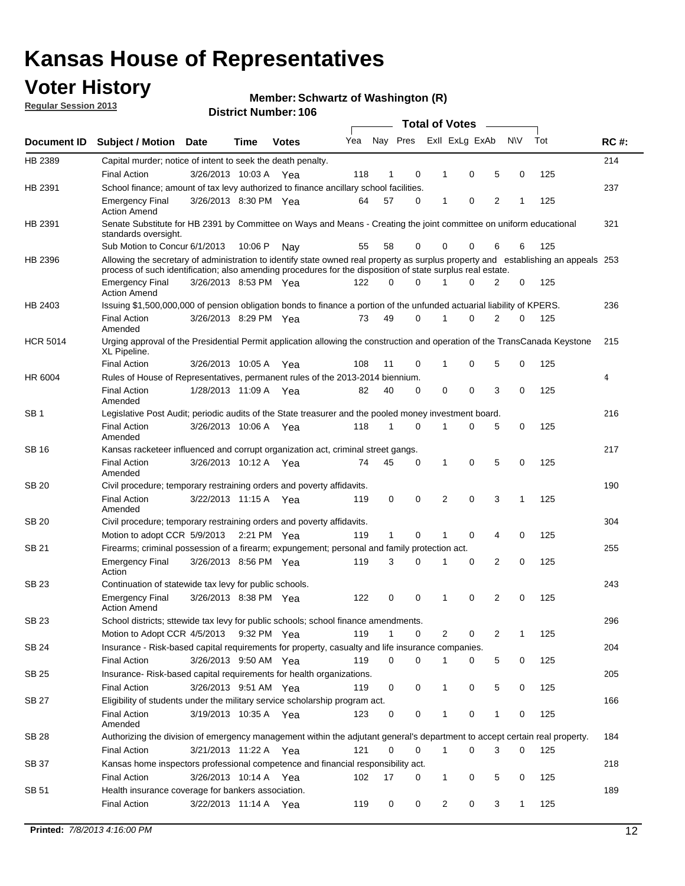# Kansas House of Representatives

## Voter History

**Regular Session 2013**

**Member: Schwartz of Washington (R)**

**District Number: 106**

| Document ID | Subject / Motion | Date | Time | Votes | Yea | Nay | Pres | ExII | ExLg | ExAb | N\V | Tot | RC #: |
|---|---|---|---|---|---|---|---|---|---|---|---|---|---|
| HB 2389 | Capital murder; notice of intent to seek the death penalty. | | | | | | | | | | | | 214 |
| | Final Action | 3/26/2013 | 10:03 A | Yea | 118 | 1 | 0 | 1 | 0 | 5 | 0 | 125 | |
| HB 2391 | School finance; amount of tax levy authorized to finance ancillary school facilities. | | | | | | | | | | | | 237 |
| | Emergency Final Action Amend | 3/26/2013 | 8:30 PM | Yea | 64 | 57 | 0 | 1 | 0 | 2 | 1 | 125 | |
| HB 2391 | Senate Substitute for HB 2391 by Committee on Ways and Means - Creating the joint committee on uniform educational standards oversight. | | | | | | | | | | | | 321 |
| | Sub Motion to Concur | 6/1/2013 | 10:06 P | Nay | 55 | 58 | 0 | 0 | 0 | 6 | 6 | 125 | |
| HB 2396 | Allowing the secretary of administration to identify state owned real property as surplus property and establishing an appeals process of such identification; also amending procedures for the disposition of state surplus real estate. | | | | | | | | | | | | 253 |
| | Emergency Final Action Amend | 3/26/2013 | 8:53 PM | Yea | 122 | 0 | 0 | 1 | 0 | 2 | 0 | 125 | |
| HB 2403 | Issuing $1,500,000,000 of pension obligation bonds to finance a portion of the unfunded actuarial liability of KPERS. | | | | | | | | | | | | 236 |
| | Final Action Amended | 3/26/2013 | 8:29 PM | Yea | 73 | 49 | 0 | 1 | 0 | 2 | 0 | 125 | |
| HCR 5014 | Urging approval of the Presidential Permit application allowing the construction and operation of the TransCanada Keystone XL Pipeline. | | | | | | | | | | | | 215 |
| | Final Action | 3/26/2013 | 10:05 A | Yea | 108 | 11 | 0 | 1 | 0 | 5 | 0 | 125 | |
| HR 6004 | Rules of House of Representatives, permanent rules of the 2013-2014 biennium. | | | | | | | | | | | | 4 |
| | Final Action Amended | 1/28/2013 | 11:09 A | Yea | 82 | 40 | 0 | 0 | 0 | 3 | 0 | 125 | |
| SB 1 | Legislative Post Audit; periodic audits of the State treasurer and the pooled money investment board. | | | | | | | | | | | | 216 |
| | Final Action Amended | 3/26/2013 | 10:06 A | Yea | 118 | 1 | 0 | 1 | 0 | 5 | 0 | 125 | |
| SB 16 | Kansas racketeer influenced and corrupt organization act, criminal street gangs. | | | | | | | | | | | | 217 |
| | Final Action Amended | 3/26/2013 | 10:12 A | Yea | 74 | 45 | 0 | 1 | 0 | 5 | 0 | 125 | |
| SB 20 | Civil procedure; temporary restraining orders and poverty affidavits. | | | | | | | | | | | | 190 |
| | Final Action Amended | 3/22/2013 | 11:15 A | Yea | 119 | 0 | 0 | 2 | 0 | 3 | 1 | 125 | |
| SB 20 | Civil procedure; temporary restraining orders and poverty affidavits. | | | | | | | | | | | | 304 |
| | Motion to adopt CCR | 5/9/2013 | 2:21 PM | Yea | 119 | 1 | 0 | 1 | 0 | 4 | 0 | 125 | |
| SB 21 | Firearms; criminal possession of a firearm; expungement; personal and family protection act. | | | | | | | | | | | | 255 |
| | Emergency Final Action | 3/26/2013 | 8:56 PM | Yea | 119 | 3 | 0 | 1 | 0 | 2 | 0 | 125 | |
| SB 23 | Continuation of statewide tax levy for public schools. | | | | | | | | | | | | 243 |
| | Emergency Final Action Amend | 3/26/2013 | 8:38 PM | Yea | 122 | 0 | 0 | 1 | 0 | 2 | 0 | 125 | |
| SB 23 | School districts; sttewide tax levy for public schools; school finance amendments. | | | | | | | | | | | | 296 |
| | Motion to Adopt CCR | 4/5/2013 | 9:32 PM | Yea | 119 | 1 | 0 | 2 | 0 | 2 | 1 | 125 | |
| SB 24 | Insurance - Risk-based capital requirements for property, casualty and life insurance companies. | | | | | | | | | | | | 204 |
| | Final Action | 3/26/2013 | 9:50 AM | Yea | 119 | 0 | 0 | 1 | 0 | 5 | 0 | 125 | |
| SB 25 | Insurance- Risk-based capital requirements for health organizations. | | | | | | | | | | | | 205 |
| | Final Action | 3/26/2013 | 9:51 AM | Yea | 119 | 0 | 0 | 1 | 0 | 5 | 0 | 125 | |
| SB 27 | Eligibility of students under the military service scholarship program act. | | | | | | | | | | | | 166 |
| | Final Action Amended | 3/19/2013 | 10:35 A | Yea | 123 | 0 | 0 | 1 | 0 | 1 | 0 | 125 | |
| SB 28 | Authorizing the division of emergency management within the adjutant general's department to accept certain real property. | | | | | | | | | | | | 184 |
| | Final Action | 3/21/2013 | 11:22 A | Yea | 121 | 0 | 0 | 1 | 0 | 3 | 0 | 125 | |
| SB 37 | Kansas home inspectors professional competence and financial responsibility act. | | | | | | | | | | | | 218 |
| | Final Action | 3/26/2013 | 10:14 A | Yea | 102 | 17 | 0 | 1 | 0 | 5 | 0 | 125 | |
| SB 51 | Health insurance coverage for bankers association. | | | | | | | | | | | | 189 |
| | Final Action | 3/22/2013 | 11:14 A | Yea | 119 | 0 | 0 | 2 | 0 | 3 | 1 | 125 | |

**Printed:** *7/8/2013 4:16:00 PM*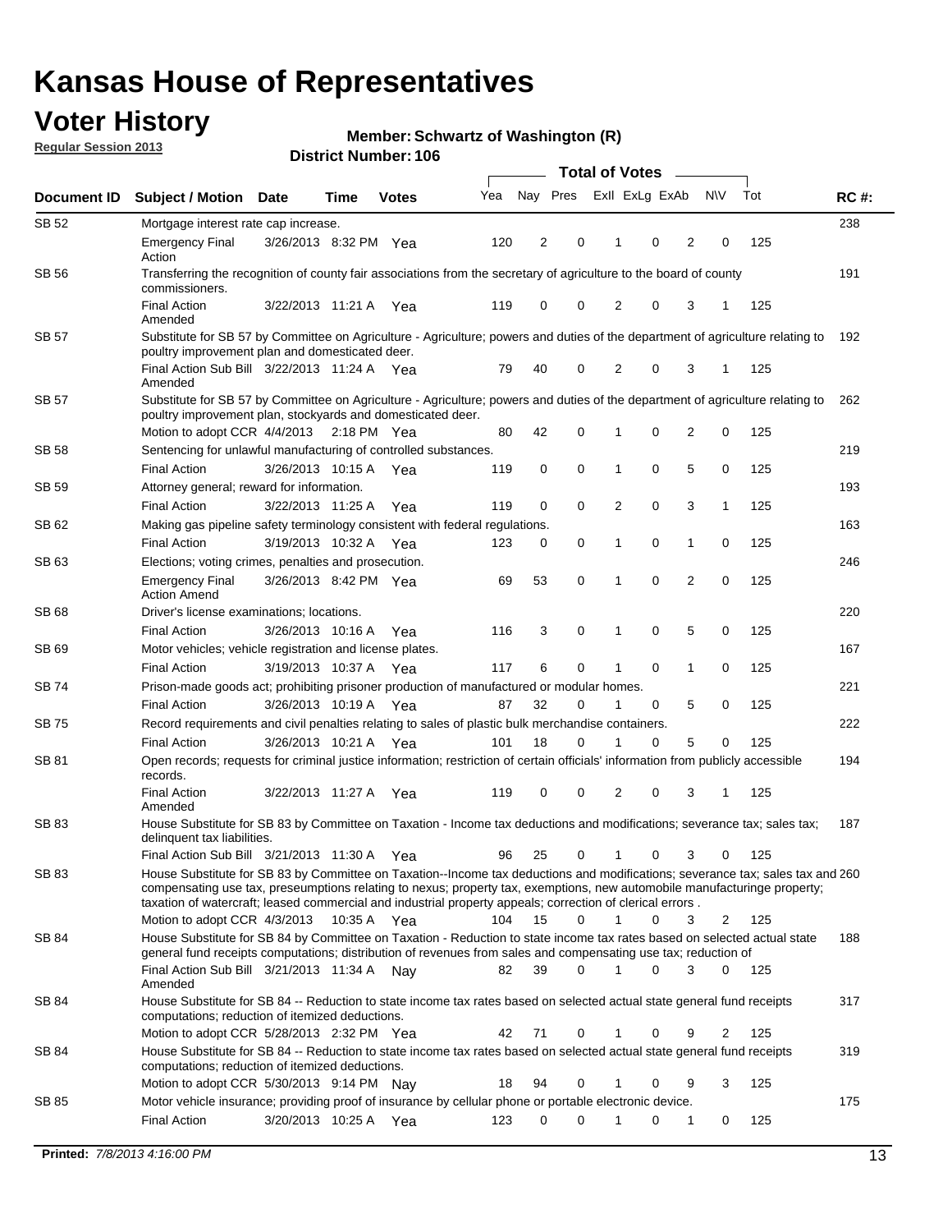# Kansas House of Representatives

## Voter History

**Regular Session 2013**

**Member: Schwartz of Washington (R)**

**District Number: 106**

| Document ID | Subject / Motion | Date | Time | Votes | Yea | Nay | Pres | ExII | ExLg | ExAb | N\V | Tot | RC #: |
|---|---|---|---|---|---|---|---|---|---|---|---|---|---|
| SB 52 | Mortgage interest rate cap increase. | | | | | | | | | | | | 238 |
| | Emergency Final Action | 3/26/2013 | 8:32 PM | Yea | 120 | 2 | 0 | 1 | 0 | 2 | 0 | 125 | |
| SB 56 | Transferring the recognition of county fair associations from the secretary of agriculture to the board of county commissioners. | | | | | | | | | | | | 191 |
| | Final Action Amended | 3/22/2013 | 11:21 A | Yea | 119 | 0 | 0 | 2 | 0 | 3 | 1 | 125 | |
| SB 57 | Substitute for SB 57 by Committee on Agriculture - Agriculture; powers and duties of the department of agriculture relating to poultry improvement plan and domesticated deer. | | | | | | | | | | | | 192 |
| | Final Action Sub Bill Amended | 3/22/2013 | 11:24 A | Yea | 79 | 40 | 0 | 2 | 0 | 3 | 1 | 125 | |
| SB 57 | Substitute for SB 57 by Committee on Agriculture - Agriculture; powers and duties of the department of agriculture relating to poultry improvement plan, stockyards and domesticated deer. | | | | | | | | | | | | 262 |
| | Motion to adopt CCR | 4/4/2013 | 2:18 PM | Yea | 80 | 42 | 0 | 1 | 0 | 2 | 0 | 125 | |
| SB 58 | Sentencing for unlawful manufacturing of controlled substances. | | | | | | | | | | | | 219 |
| | Final Action | 3/26/2013 | 10:15 A | Yea | 119 | 0 | 0 | 1 | 0 | 5 | 0 | 125 | |
| SB 59 | Attorney general; reward for information. | | | | | | | | | | | | 193 |
| | Final Action | 3/22/2013 | 11:25 A | Yea | 119 | 0 | 0 | 2 | 0 | 3 | 1 | 125 | |
| SB 62 | Making gas pipeline safety terminology consistent with federal regulations. | | | | | | | | | | | | 163 |
| | Final Action | 3/19/2013 | 10:32 A | Yea | 123 | 0 | 0 | 1 | 0 | 1 | 0 | 125 | |
| SB 63 | Elections; voting crimes, penalties and prosecution. | | | | | | | | | | | | 246 |
| | Emergency Final Action Amend | 3/26/2013 | 8:42 PM | Yea | 69 | 53 | 0 | 1 | 0 | 2 | 0 | 125 | |
| SB 68 | Driver's license examinations; locations. | | | | | | | | | | | | 220 |
| | Final Action | 3/26/2013 | 10:16 A | Yea | 116 | 3 | 0 | 1 | 0 | 5 | 0 | 125 | |
| SB 69 | Motor vehicles; vehicle registration and license plates. | | | | | | | | | | | | 167 |
| | Final Action | 3/19/2013 | 10:37 A | Yea | 117 | 6 | 0 | 1 | 0 | 1 | 0 | 125 | |
| SB 74 | Prison-made goods act; prohibiting prisoner production of manufactured or modular homes. | | | | | | | | | | | | 221 |
| | Final Action | 3/26/2013 | 10:19 A | Yea | 87 | 32 | 0 | 1 | 0 | 5 | 0 | 125 | |
| SB 75 | Record requirements and civil penalties relating to sales of plastic bulk merchandise containers. | | | | | | | | | | | | 222 |
| | Final Action | 3/26/2013 | 10:21 A | Yea | 101 | 18 | 0 | 1 | 0 | 5 | 0 | 125 | |
| SB 81 | Open records; requests for criminal justice information; restriction of certain officials' information from publicly accessible records. | | | | | | | | | | | | 194 |
| | Final Action Amended | 3/22/2013 | 11:27 A | Yea | 119 | 0 | 0 | 2 | 0 | 3 | 1 | 125 | |
| SB 83 | House Substitute for SB 83 by Committee on Taxation - Income tax deductions and modifications; severance tax; sales tax; delinquent tax liabilities. | | | | | | | | | | | | 187 |
| | Final Action Sub Bill | 3/21/2013 | 11:30 A | Yea | 96 | 25 | 0 | 1 | 0 | 3 | 0 | 125 | |
| SB 83 | House Substitute for SB 83 by Committee on Taxation--Income tax deductions and modifications; severance tax; sales tax and compensating use tax, preseumptions relating to nexus; property tax, exemptions, new automobile manufacturinge property; taxation of watercraft; leased commercial and industrial property appeals; correction of clerical errors . | | | | | | | | | | | | 260 |
| | Motion to adopt CCR | 4/3/2013 | 10:35 A | Yea | 104 | 15 | 0 | 1 | 0 | 3 | 2 | 125 | |
| SB 84 | House Substitute for SB 84 by Committee on Taxation - Reduction to state income tax rates based on selected actual state general fund receipts computations; distribution of revenues from sales and compensating use tax; reduction of | | | | | | | | | | | | 188 |
| | Final Action Sub Bill Amended | 3/21/2013 | 11:34 A | Nay | 82 | 39 | 0 | 1 | 0 | 3 | 0 | 125 | |
| SB 84 | House Substitute for SB 84 -- Reduction to state income tax rates based on selected actual state general fund receipts computations; reduction of itemized deductions. | | | | | | | | | | | | 317 |
| | Motion to adopt CCR | 5/28/2013 | 2:32 PM | Yea | 42 | 71 | 0 | 1 | 0 | 9 | 2 | 125 | |
| SB 84 | House Substitute for SB 84 -- Reduction to state income tax rates based on selected actual state general fund receipts computations; reduction of itemized deductions. | | | | | | | | | | | | 319 |
| | Motion to adopt CCR | 5/30/2013 | 9:14 PM | Nay | 18 | 94 | 0 | 1 | 0 | 9 | 3 | 125 | |
| SB 85 | Motor vehicle insurance; providing proof of insurance by cellular phone or portable electronic device. | | | | | | | | | | | | 175 |
| | Final Action | 3/20/2013 | 10:25 A | Yea | 123 | 0 | 0 | 1 | 0 | 1 | 0 | 125 | |

**Printed:** 7/8/2013 4:16:00 PM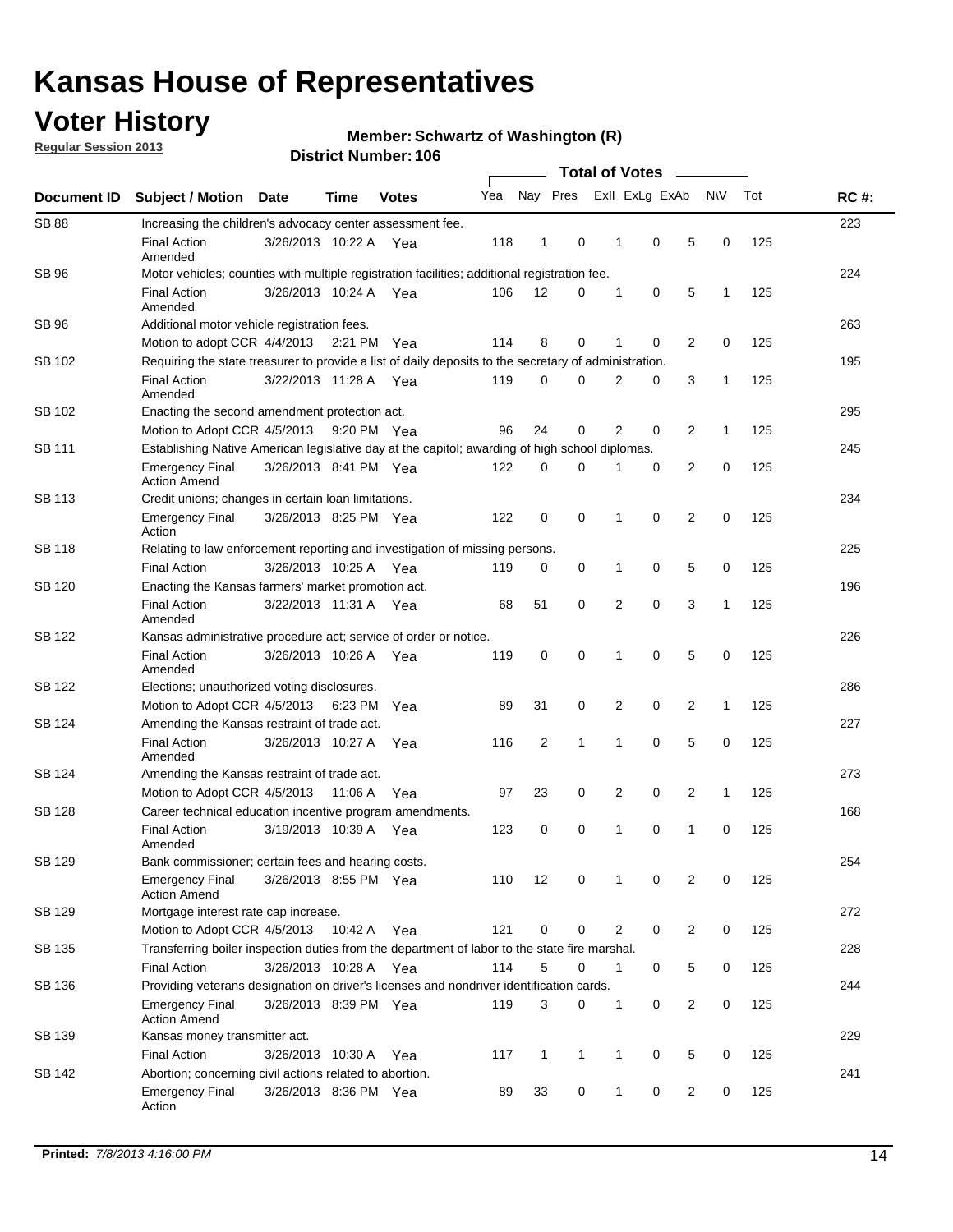# Kansas House of Representatives

## Voter History

**Regular Session 2013**

**Member: Schwartz of Washington (R)**

**District Number: 106**

| Document ID | Subject / Motion | Date | Time | Votes | Yea | Nay | Pres | ExII | ExLg | ExAb | N\V | Tot | RC #: |
|---|---|---|---|---|---|---|---|---|---|---|---|---|---|
| SB 88 | Increasing the children's advocacy center assessment fee. | | | | | | | | | | | | 223 |
| | Final Action Amended | 3/26/2013 | 10:22 A | Yea | 118 | 1 | 0 | 1 | 0 | 5 | 0 | 125 | |
| SB 96 | Motor vehicles; counties with multiple registration facilities; additional registration fee. | | | | | | | | | | | | 224 |
| | Final Action Amended | 3/26/2013 | 10:24 A | Yea | 106 | 12 | 0 | 1 | 0 | 5 | 1 | 125 | |
| SB 96 | Additional motor vehicle registration fees. | | | | | | | | | | | | 263 |
| | Motion to adopt CCR | 4/4/2013 | 2:21 PM | Yea | 114 | 8 | 0 | 1 | 0 | 2 | 0 | 125 | |
| SB 102 | Requiring the state treasurer to provide a list of daily deposits to the secretary of administration. | | | | | | | | | | | | 195 |
| | Final Action Amended | 3/22/2013 | 11:28 A | Yea | 119 | 0 | 0 | 2 | 0 | 3 | 1 | 125 | |
| SB 102 | Enacting the second amendment protection act. | | | | | | | | | | | | 295 |
| | Motion to Adopt CCR | 4/5/2013 | 9:20 PM | Yea | 96 | 24 | 0 | 2 | 0 | 2 | 1 | 125 | |
| SB 111 | Establishing Native American legislative day at the capitol; awarding of high school diplomas. | | | | | | | | | | | | 245 |
| | Emergency Final Action Amend | 3/26/2013 | 8:41 PM | Yea | 122 | 0 | 0 | 1 | 0 | 2 | 0 | 125 | |
| SB 113 | Credit unions; changes in certain loan limitations. | | | | | | | | | | | | 234 |
| | Emergency Final Action | 3/26/2013 | 8:25 PM | Yea | 122 | 0 | 0 | 1 | 0 | 2 | 0 | 125 | |
| SB 118 | Relating to law enforcement reporting and investigation of missing persons. | | | | | | | | | | | | 225 |
| | Final Action | 3/26/2013 | 10:25 A | Yea | 119 | 0 | 0 | 1 | 0 | 5 | 0 | 125 | |
| SB 120 | Enacting the Kansas farmers' market promotion act. | | | | | | | | | | | | 196 |
| | Final Action Amended | 3/22/2013 | 11:31 A | Yea | 68 | 51 | 0 | 2 | 0 | 3 | 1 | 125 | |
| SB 122 | Kansas administrative procedure act; service of order or notice. | | | | | | | | | | | | 226 |
| | Final Action Amended | 3/26/2013 | 10:26 A | Yea | 119 | 0 | 0 | 1 | 0 | 5 | 0 | 125 | |
| SB 122 | Elections; unauthorized voting disclosures. | | | | | | | | | | | | 286 |
| | Motion to Adopt CCR | 4/5/2013 | 6:23 PM | Yea | 89 | 31 | 0 | 2 | 0 | 2 | 1 | 125 | |
| SB 124 | Amending the Kansas restraint of trade act. | | | | | | | | | | | | 227 |
| | Final Action Amended | 3/26/2013 | 10:27 A | Yea | 116 | 2 | 1 | 1 | 0 | 5 | 0 | 125 | |
| SB 124 | Amending the Kansas restraint of trade act. | | | | | | | | | | | | 273 |
| | Motion to Adopt CCR | 4/5/2013 | 11:06 A | Yea | 97 | 23 | 0 | 2 | 0 | 2 | 1 | 125 | |
| SB 128 | Career technical education incentive program amendments. | | | | | | | | | | | | 168 |
| | Final Action Amended | 3/19/2013 | 10:39 A | Yea | 123 | 0 | 0 | 1 | 0 | 1 | 0 | 125 | |
| SB 129 | Bank commissioner; certain fees and hearing costs. | | | | | | | | | | | | 254 |
| | Emergency Final Action Amend | 3/26/2013 | 8:55 PM | Yea | 110 | 12 | 0 | 1 | 0 | 2 | 0 | 125 | |
| SB 129 | Mortgage interest rate cap increase. | | | | | | | | | | | | 272 |
| | Motion to Adopt CCR | 4/5/2013 | 10:42 A | Yea | 121 | 0 | 0 | 2 | 0 | 2 | 0 | 125 | |
| SB 135 | Transferring boiler inspection duties from the department of labor to the state fire marshal. | | | | | | | | | | | | 228 |
| | Final Action | 3/26/2013 | 10:28 A | Yea | 114 | 5 | 0 | 1 | 0 | 5 | 0 | 125 | |
| SB 136 | Providing veterans designation on driver's licenses and nondriver identification cards. | | | | | | | | | | | | 244 |
| | Emergency Final Action Amend | 3/26/2013 | 8:39 PM | Yea | 119 | 3 | 0 | 1 | 0 | 2 | 0 | 125 | |
| SB 139 | Kansas money transmitter act. | | | | | | | | | | | | 229 |
| | Final Action | 3/26/2013 | 10:30 A | Yea | 117 | 1 | 1 | 1 | 0 | 5 | 0 | 125 | |
| SB 142 | Abortion; concerning civil actions related to abortion. | | | | | | | | | | | | 241 |
| | Emergency Final Action | 3/26/2013 | 8:36 PM | Yea | 89 | 33 | 0 | 1 | 0 | 2 | 0 | 125 | |

**Printed:** *7/8/2013 4:16:00 PM*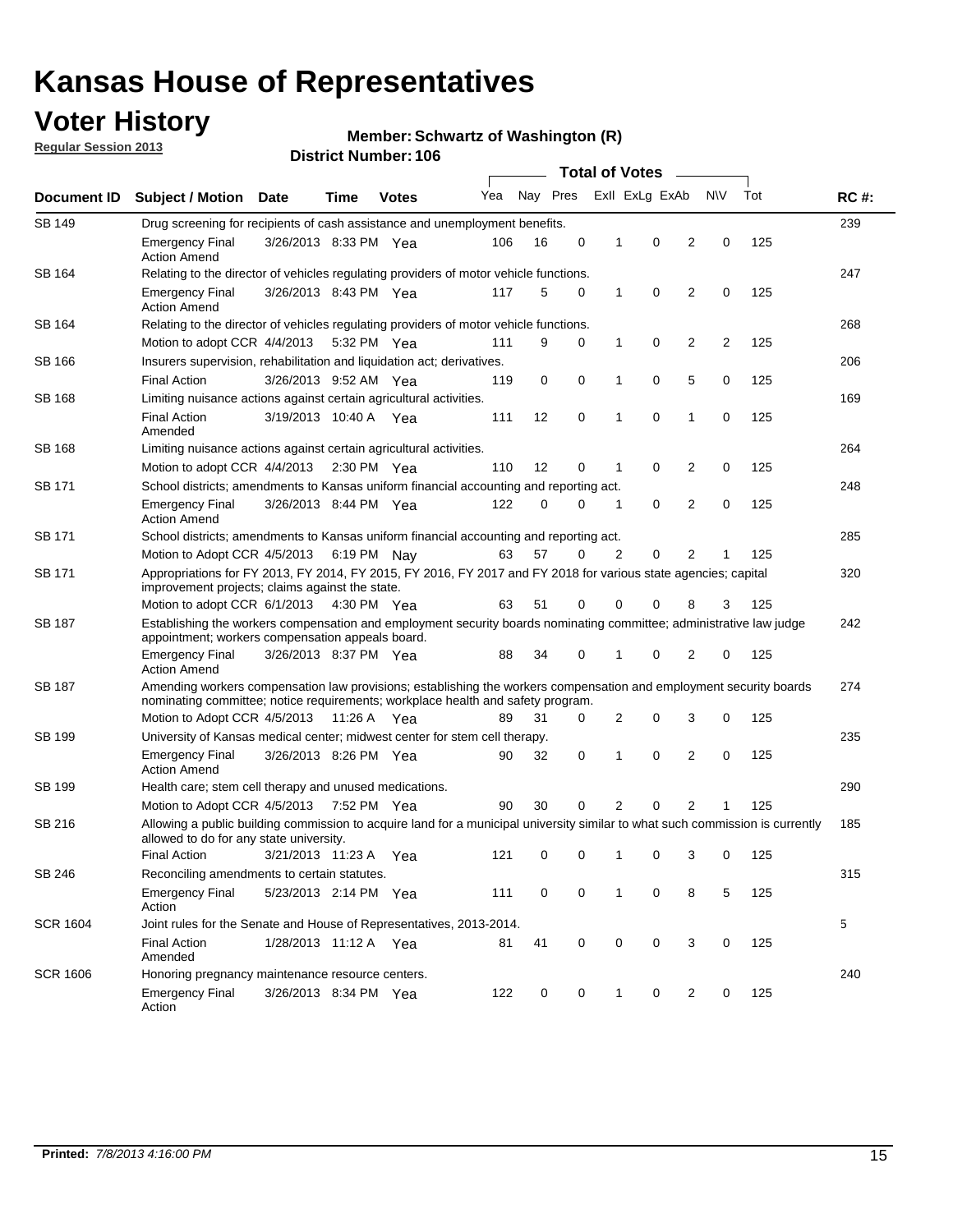# Kansas House of Representatives

## Voter History

**Regular Session 2013**

**Member: Schwartz of Washington (R)**

**District Number: 106**

| Document ID | Subject / Motion | Date | Time | Votes | Yea | Nay | Pres | ExII | ExLg | ExAb | N\V | Tot | RC #: |
|---|---|---|---|---|---|---|---|---|---|---|---|---|---|
| SB 149 | Drug screening for recipients of cash assistance and unemployment benefits. | | | | | | | | | | | | 239 |
| | Emergency Final Action Amend | 3/26/2013 | 8:33 PM | Yea | 106 | 16 | 0 | 1 | 0 | 2 | 0 | 125 | |
| SB 164 | Relating to the director of vehicles regulating providers of motor vehicle functions. | | | | | | | | | | | | 247 |
| | Emergency Final Action Amend | 3/26/2013 | 8:43 PM | Yea | 117 | 5 | 0 | 1 | 0 | 2 | 0 | 125 | |
| SB 164 | Relating to the director of vehicles regulating providers of motor vehicle functions. | | | | | | | | | | | | 268 |
| | Motion to adopt CCR | 4/4/2013 | 5:32 PM | Yea | 111 | 9 | 0 | 1 | 0 | 2 | 2 | 125 | |
| SB 166 | Insurers supervision, rehabilitation and liquidation act; derivatives. | | | | | | | | | | | | 206 |
| | Final Action | 3/26/2013 | 9:52 AM | Yea | 119 | 0 | 0 | 1 | 0 | 5 | 0 | 125 | |
| SB 168 | Limiting nuisance actions against certain agricultural activities. | | | | | | | | | | | | 169 |
| | Final Action Amended | 3/19/2013 | 10:40 A | Yea | 111 | 12 | 0 | 1 | 0 | 1 | 0 | 125 | |
| SB 168 | Limiting nuisance actions against certain agricultural activities. | | | | | | | | | | | | 264 |
| | Motion to adopt CCR | 4/4/2013 | 2:30 PM | Yea | 110 | 12 | 0 | 1 | 0 | 2 | 0 | 125 | |
| SB 171 | School districts; amendments to Kansas uniform financial accounting and reporting act. | | | | | | | | | | | | 248 |
| | Emergency Final Action Amend | 3/26/2013 | 8:44 PM | Yea | 122 | 0 | 0 | 1 | 0 | 2 | 0 | 125 | |
| SB 171 | School districts; amendments to Kansas uniform financial accounting and reporting act. | | | | | | | | | | | | 285 |
| | Motion to Adopt CCR | 4/5/2013 | 6:19 PM | Nay | 63 | 57 | 0 | 2 | 0 | 2 | 1 | 125 | |
| SB 171 | Appropriations for FY 2013, FY 2014, FY 2015, FY 2016, FY 2017 and FY 2018 for various state agencies; capital improvement projects; claims against the state. | | | | | | | | | | | | 320 |
| | Motion to adopt CCR | 6/1/2013 | 4:30 PM | Yea | 63 | 51 | 0 | 0 | 0 | 8 | 3 | 125 | |
| SB 187 | Establishing the workers compensation and employment security boards nominating committee; administrative law judge appointment; workers compensation appeals board. | | | | | | | | | | | | 242 |
| | Emergency Final Action Amend | 3/26/2013 | 8:37 PM | Yea | 88 | 34 | 0 | 1 | 0 | 2 | 0 | 125 | |
| SB 187 | Amending workers compensation law provisions; establishing the workers compensation and employment security boards nominating committee; notice requirements; workplace health and safety program. | | | | | | | | | | | | 274 |
| | Motion to Adopt CCR | 4/5/2013 | 11:26 A | Yea | 89 | 31 | 0 | 2 | 0 | 3 | 0 | 125 | |
| SB 199 | University of Kansas medical center; midwest center for stem cell therapy. | | | | | | | | | | | | 235 |
| | Emergency Final Action Amend | 3/26/2013 | 8:26 PM | Yea | 90 | 32 | 0 | 1 | 0 | 2 | 0 | 125 | |
| SB 199 | Health care; stem cell therapy and unused medications. | | | | | | | | | | | | 290 |
| | Motion to Adopt CCR | 4/5/2013 | 7:52 PM | Yea | 90 | 30 | 0 | 2 | 0 | 2 | 1 | 125 | |
| SB 216 | Allowing a public building commission to acquire land for a municipal university similar to what such commission is currently allowed to do for any state university. | | | | | | | | | | | | 185 |
| | Final Action | 3/21/2013 | 11:23 A | Yea | 121 | 0 | 0 | 1 | 0 | 3 | 0 | 125 | |
| SB 246 | Reconciling amendments to certain statutes. | | | | | | | | | | | | 315 |
| | Emergency Final Action | 5/23/2013 | 2:14 PM | Yea | 111 | 0 | 0 | 1 | 0 | 8 | 5 | 125 | |
| SCR 1604 | Joint rules for the Senate and House of Representatives, 2013-2014. | | | | | | | | | | | | 5 |
| | Final Action Amended | 1/28/2013 | 11:12 A | Yea | 81 | 41 | 0 | 0 | 0 | 3 | 0 | 125 | |
| SCR 1606 | Honoring pregnancy maintenance resource centers. | | | | | | | | | | | | 240 |
| | Emergency Final Action | 3/26/2013 | 8:34 PM | Yea | 122 | 0 | 0 | 1 | 0 | 2 | 0 | 125 | |

**Printed:** *7/8/2013 4:16:00 PM*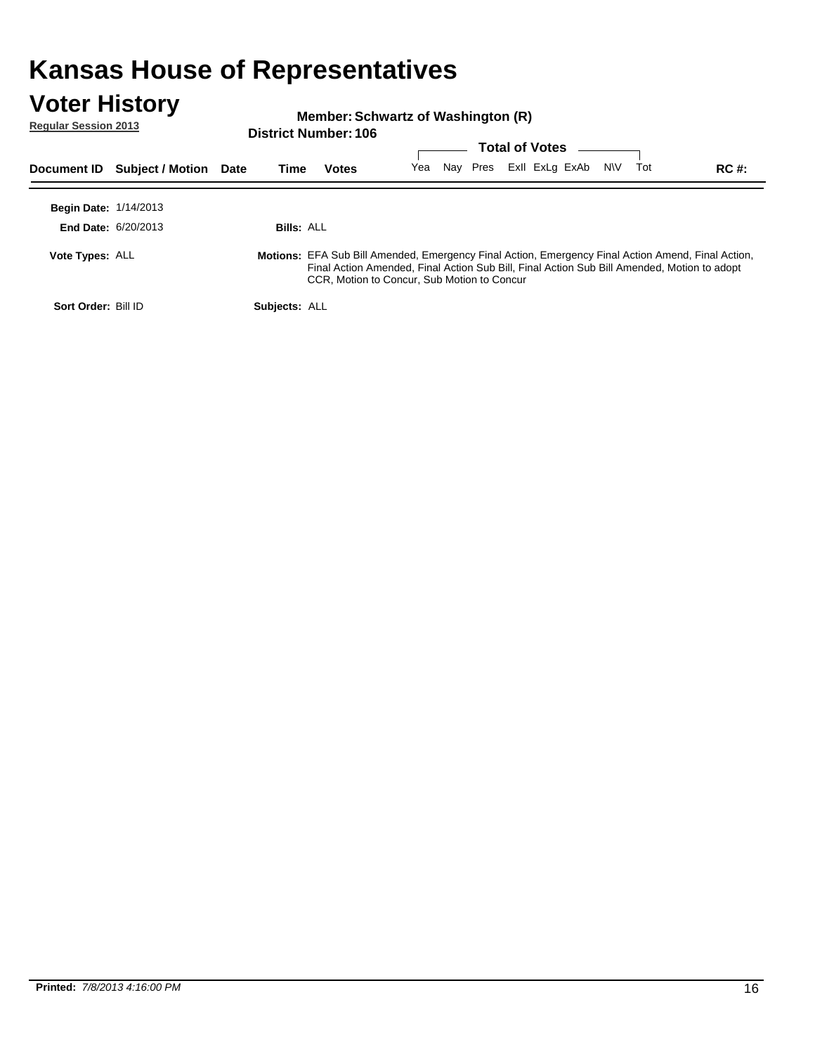# Kansas House of Representatives

## Voter History

**Regular Session 2013**

**Member: Schwartz of Washington (R)**

**District Number: 106**

| Document ID | Subject / Motion | Date | Time | Votes | Yea | Nay | Pres | ExII | ExLg | ExAb | N\V | Tot | RC #: |
|---|---|---|---|---|---|---|---|---|---|---|---|---|---|

**Begin Date:** 1/14/2013

**End Date:** 6/20/2013

**Bills:** ALL

**Vote Types:** ALL

**Motions:** EFA Sub Bill Amended, Emergency Final Action, Emergency Final Action Amend, Final Action, Final Action Amended, Final Action Sub Bill, Final Action Sub Bill Amended, Motion to adopt CCR, Motion to Concur, Sub Motion to Concur

**Sort Order:** Bill ID

**Subjects:** ALL

**Printed:** *7/8/2013 4:16:00 PM*